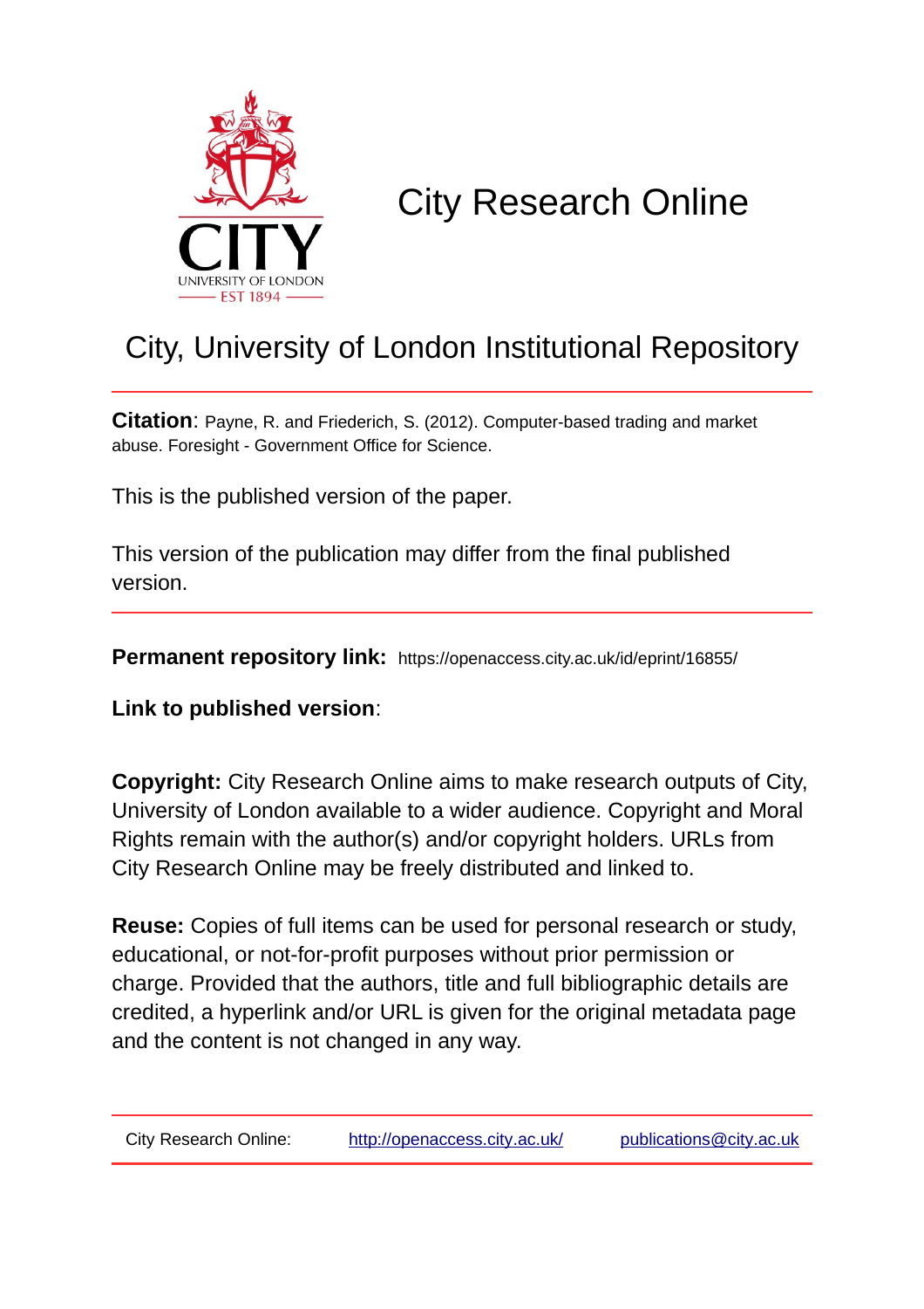CITY
UNIVERSITY OF LONDON
EST 1894

# City Research Online

## City, University of London Institutional Repository

**Citation**: Payne, R. and Friederich, S. (2012). Computer-based trading and market abuse. Foresight - Government Office for Science.

This is the published version of the paper.

This version of the publication may differ from the final published version.

**Permanent repository link:** https://openaccess.city.ac.uk/id/eprint/16855/

**Link to published version**:

**Copyright:** City Research Online aims to make research outputs of City, University of London available to a wider audience. Copyright and Moral Rights remain with the author(s) and/or copyright holders. URLs from City Research Online may be freely distributed and linked to.

**Reuse:** Copies of full items can be used for personal research or study, educational, or not-for-profit purposes without prior permission or charge. Provided that the authors, title and full bibliographic details are credited, a hyperlink and/or URL is given for the original metadata page and the content is not changed in any way.

City Research Online: http://openaccess.city.ac.uk/ publications@city.ac.uk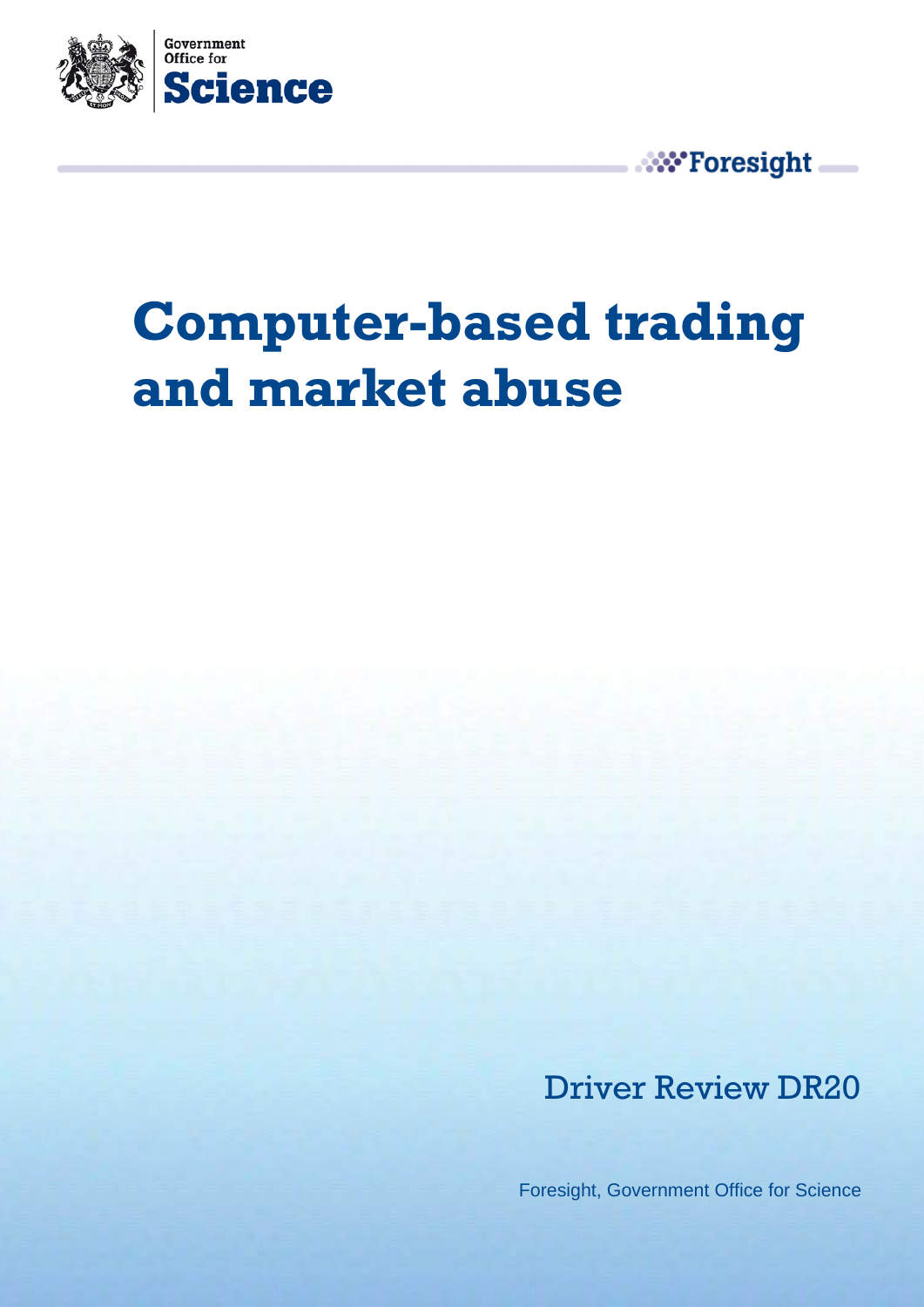Government Office for Science

Foresight

# Computer-based trading and market abuse

Driver Review DR20

Foresight, Government Office for Science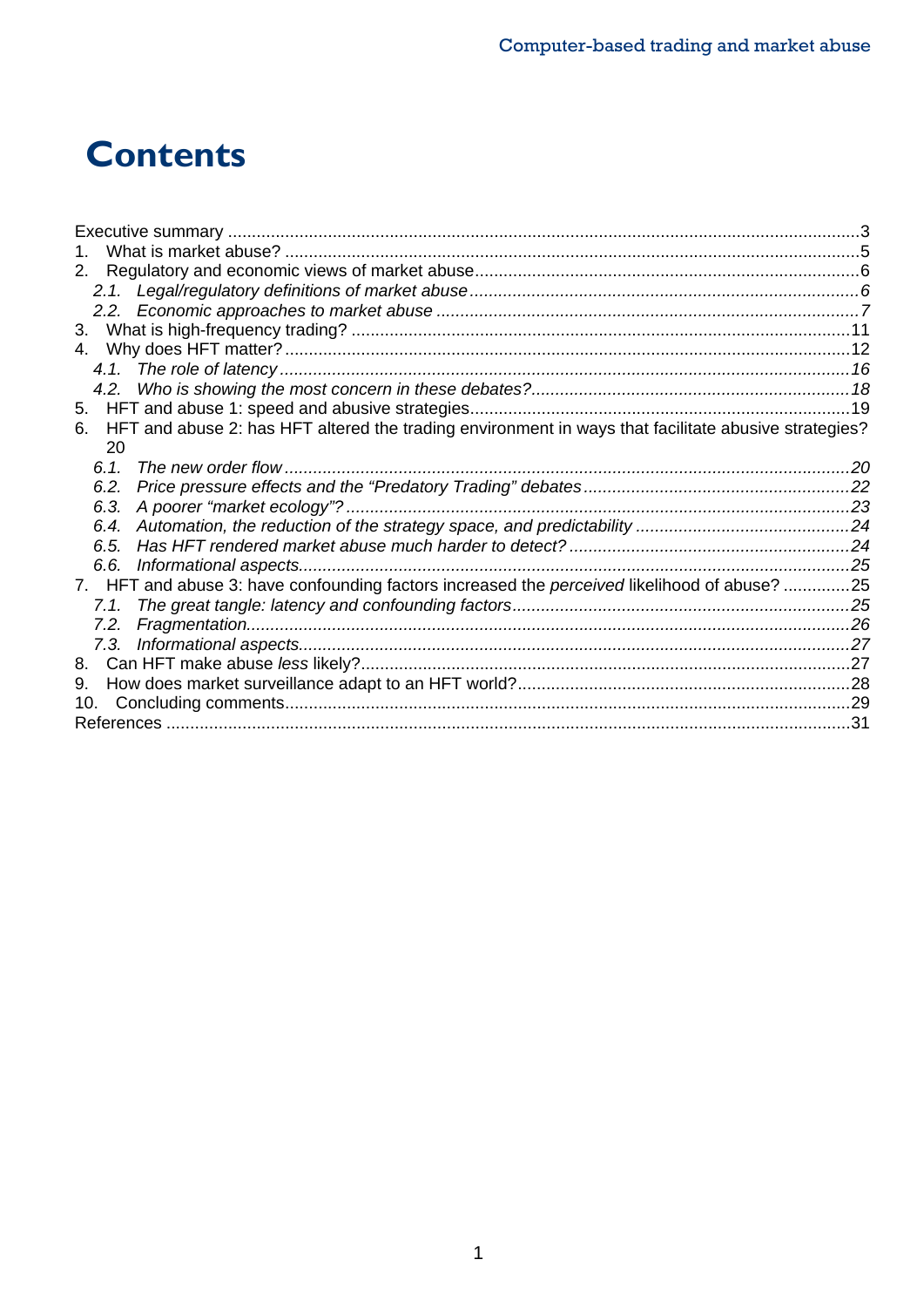# Contents

Executive summary ....................................................................................................................................3
1. What is market abuse? ........................................................................................................................5
2. Regulatory and economic views of market abuse................................................................................6
   *2.1. Legal/regulatory definitions of market abuse..................................................................................6*
   *2.2. Economic approaches to market abuse .........................................................................................7*
3. What is high-frequency trading? .........................................................................................................11
4. Why does HFT matter? .......................................................................................................................12
   *4.1. The role of latency.........................................................................................................................16*
   *4.2. Who is showing the most concern in these debates?...................................................................18*
5. HFT and abuse 1: speed and abusive strategies................................................................................19
6. HFT and abuse 2: has HFT altered the trading environment in ways that facilitate abusive strategies? 20
   *6.1. The new order flow........................................................................................................................20*
   *6.2. Price pressure effects and the "Predatory Trading" debates ........................................................22*
   *6.3. A poorer "market ecology"? ..........................................................................................................23*
   *6.4. Automation, the reduction of the strategy space, and predictability .............................................24*
   *6.5. Has HFT rendered market abuse much harder to detect? ...........................................................24*
   *6.6. Informational aspects....................................................................................................................25*
7. HFT and abuse 3: have confounding factors increased the *perceived* likelihood of abuse? ..............25
   *7.1. The great tangle: latency and confounding factors........................................................................25*
   *7.2. Fragmentation................................................................................................................................26*
   *7.3. Informational aspects....................................................................................................................27*
8. Can HFT make abuse *less* likely?.......................................................................................................27
9. How does market surveillance adapt to an HFT world?......................................................................28
10. Concluding comments.......................................................................................................................29
References ...............................................................................................................................................31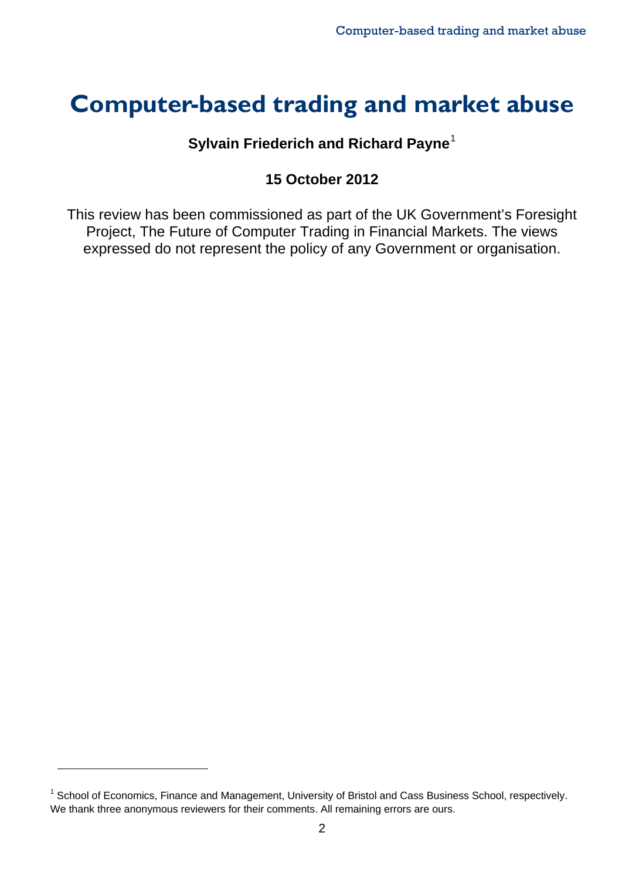# Computer-based trading and market abuse

**Sylvain Friederich and Richard Payne**[1]

**15 October 2012**

This review has been commissioned as part of the UK Government's Foresight Project, The Future of Computer Trading in Financial Markets. The views expressed do not represent the policy of any Government or organisation.

[1] School of Economics, Finance and Management, University of Bristol and Cass Business School, respectively. We thank three anonymous reviewers for their comments. All remaining errors are ours.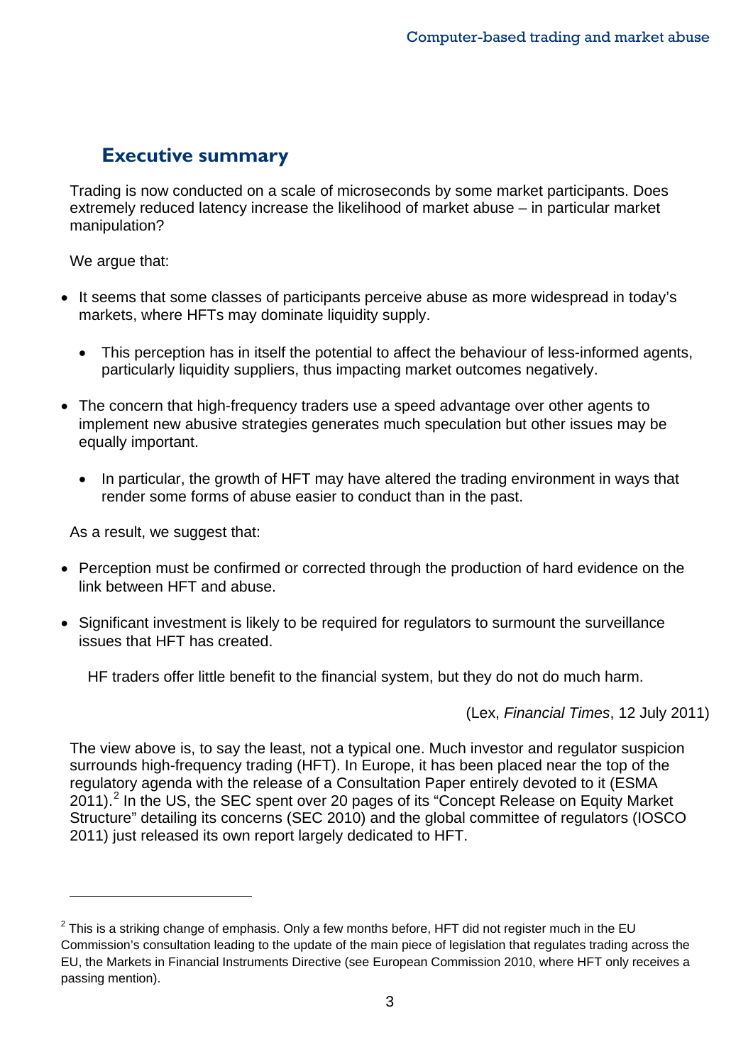## Executive summary

Trading is now conducted on a scale of microseconds by some market participants. Does extremely reduced latency increase the likelihood of market abuse – in particular market manipulation?

We argue that:

- It seems that some classes of participants perceive abuse as more widespread in today's markets, where HFTs may dominate liquidity supply.
  - This perception has in itself the potential to affect the behaviour of less-informed agents, particularly liquidity suppliers, thus impacting market outcomes negatively.
- The concern that high-frequency traders use a speed advantage over other agents to implement new abusive strategies generates much speculation but other issues may be equally important.
  - In particular, the growth of HFT may have altered the trading environment in ways that render some forms of abuse easier to conduct than in the past.

As a result, we suggest that:

- Perception must be confirmed or corrected through the production of hard evidence on the link between HFT and abuse.
- Significant investment is likely to be required for regulators to surmount the surveillance issues that HFT has created.

> HF traders offer little benefit to the financial system, but they do not do much harm.
>
> (Lex, *Financial Times*, 12 July 2011)

The view above is, to say the least, not a typical one. Much investor and regulator suspicion surrounds high-frequency trading (HFT). In Europe, it has been placed near the top of the regulatory agenda with the release of a Consultation Paper entirely devoted to it (ESMA 2011).[2] In the US, the SEC spent over 20 pages of its "Concept Release on Equity Market Structure" detailing its concerns (SEC 2010) and the global committee of regulators (IOSCO 2011) just released its own report largely dedicated to HFT.

[2] This is a striking change of emphasis. Only a few months before, HFT did not register much in the EU Commission's consultation leading to the update of the main piece of legislation that regulates trading across the EU, the Markets in Financial Instruments Directive (see European Commission 2010, where HFT only receives a passing mention).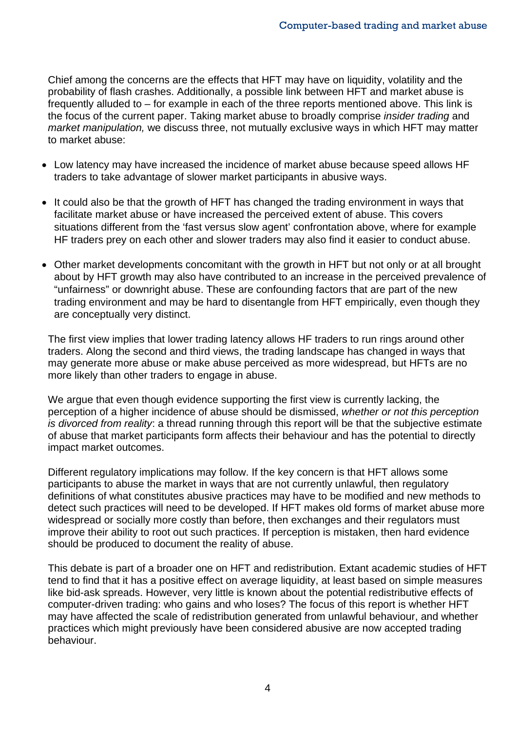Chief among the concerns are the effects that HFT may have on liquidity, volatility and the probability of flash crashes. Additionally, a possible link between HFT and market abuse is frequently alluded to – for example in each of the three reports mentioned above. This link is the focus of the current paper. Taking market abuse to broadly comprise *insider trading* and *market manipulation,* we discuss three, not mutually exclusive ways in which HFT may matter to market abuse:

- Low latency may have increased the incidence of market abuse because speed allows HF traders to take advantage of slower market participants in abusive ways.
- It could also be that the growth of HFT has changed the trading environment in ways that facilitate market abuse or have increased the perceived extent of abuse. This covers situations different from the 'fast versus slow agent' confrontation above, where for example HF traders prey on each other and slower traders may also find it easier to conduct abuse.
- Other market developments concomitant with the growth in HFT but not only or at all brought about by HFT growth may also have contributed to an increase in the perceived prevalence of "unfairness" or downright abuse. These are confounding factors that are part of the new trading environment and may be hard to disentangle from HFT empirically, even though they are conceptually very distinct.

The first view implies that lower trading latency allows HF traders to run rings around other traders. Along the second and third views, the trading landscape has changed in ways that may generate more abuse or make abuse perceived as more widespread, but HFTs are no more likely than other traders to engage in abuse.

We argue that even though evidence supporting the first view is currently lacking, the perception of a higher incidence of abuse should be dismissed, *whether or not this perception is divorced from reality*: a thread running through this report will be that the subjective estimate of abuse that market participants form affects their behaviour and has the potential to directly impact market outcomes.

Different regulatory implications may follow. If the key concern is that HFT allows some participants to abuse the market in ways that are not currently unlawful, then regulatory definitions of what constitutes abusive practices may have to be modified and new methods to detect such practices will need to be developed. If HFT makes old forms of market abuse more widespread or socially more costly than before, then exchanges and their regulators must improve their ability to root out such practices. If perception is mistaken, then hard evidence should be produced to document the reality of abuse.

This debate is part of a broader one on HFT and redistribution. Extant academic studies of HFT tend to find that it has a positive effect on average liquidity, at least based on simple measures like bid-ask spreads. However, very little is known about the potential redistributive effects of computer-driven trading: who gains and who loses? The focus of this report is whether HFT may have affected the scale of redistribution generated from unlawful behaviour, and whether practices which might previously have been considered abusive are now accepted trading behaviour.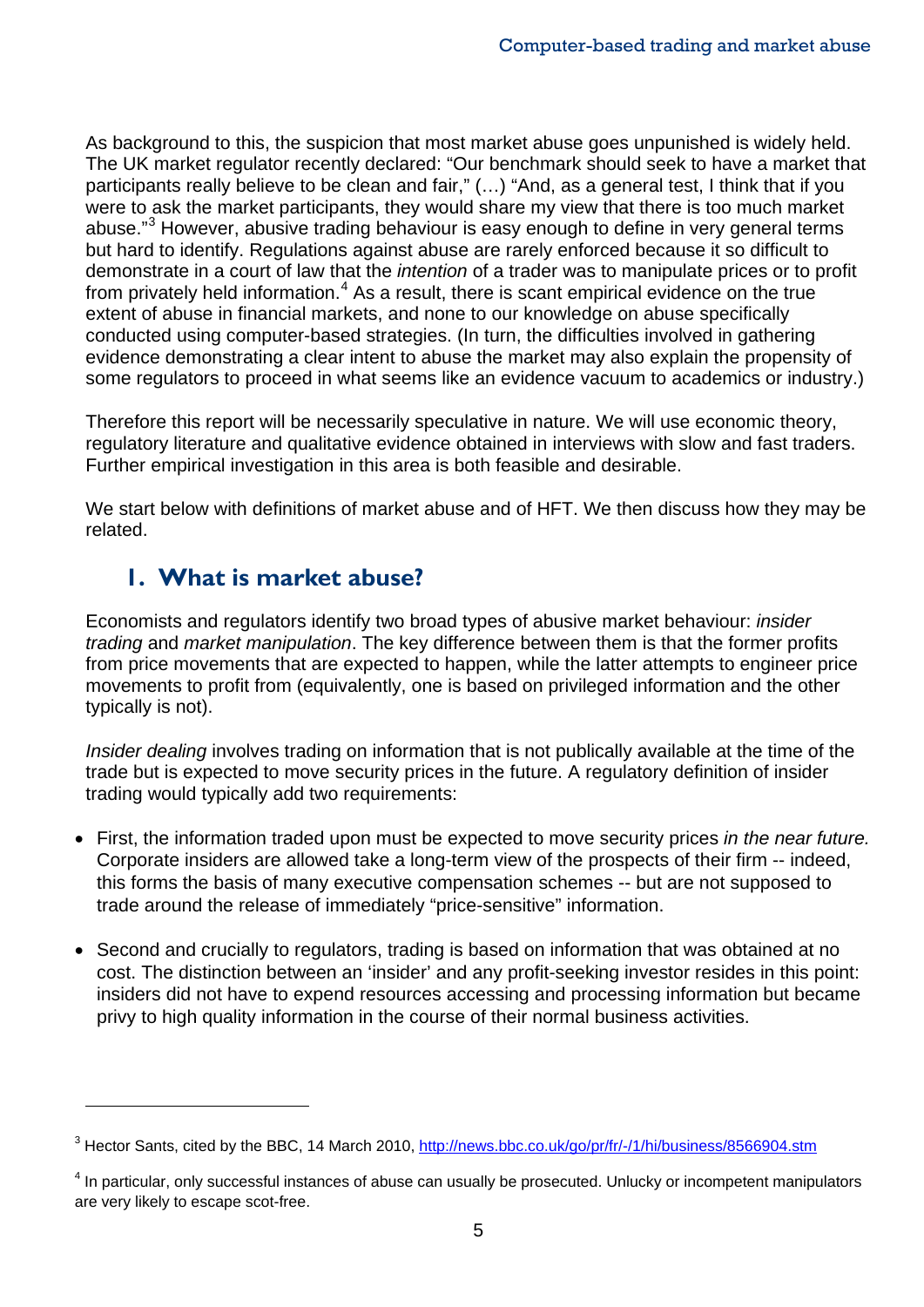As background to this, the suspicion that most market abuse goes unpunished is widely held. The UK market regulator recently declared: "Our benchmark should seek to have a market that participants really believe to be clean and fair," (…) "And, as a general test, I think that if you were to ask the market participants, they would share my view that there is too much market abuse."[3] However, abusive trading behaviour is easy enough to define in very general terms but hard to identify. Regulations against abuse are rarely enforced because it so difficult to demonstrate in a court of law that the *intention* of a trader was to manipulate prices or to profit from privately held information.[4] As a result, there is scant empirical evidence on the true extent of abuse in financial markets, and none to our knowledge on abuse specifically conducted using computer-based strategies. (In turn, the difficulties involved in gathering evidence demonstrating a clear intent to abuse the market may also explain the propensity of some regulators to proceed in what seems like an evidence vacuum to academics or industry.)

Therefore this report will be necessarily speculative in nature. We will use economic theory, regulatory literature and qualitative evidence obtained in interviews with slow and fast traders. Further empirical investigation in this area is both feasible and desirable.

We start below with definitions of market abuse and of HFT. We then discuss how they may be related.

## 1. What is market abuse?

Economists and regulators identify two broad types of abusive market behaviour: *insider trading* and *market manipulation*. The key difference between them is that the former profits from price movements that are expected to happen, while the latter attempts to engineer price movements to profit from (equivalently, one is based on privileged information and the other typically is not).

*Insider dealing* involves trading on information that is not publically available at the time of the trade but is expected to move security prices in the future. A regulatory definition of insider trading would typically add two requirements:

- First, the information traded upon must be expected to move security prices *in the near future.* Corporate insiders are allowed take a long-term view of the prospects of their firm -- indeed, this forms the basis of many executive compensation schemes -- but are not supposed to trade around the release of immediately "price-sensitive" information.

- Second and crucially to regulators, trading is based on information that was obtained at no cost. The distinction between an 'insider' and any profit-seeking investor resides in this point: insiders did not have to expend resources accessing and processing information but became privy to high quality information in the course of their normal business activities.

---

[3] Hector Sants, cited by the BBC, 14 March 2010, http://news.bbc.co.uk/go/pr/fr/-/1/hi/business/8566904.stm

[4] In particular, only successful instances of abuse can usually be prosecuted. Unlucky or incompetent manipulators are very likely to escape scot-free.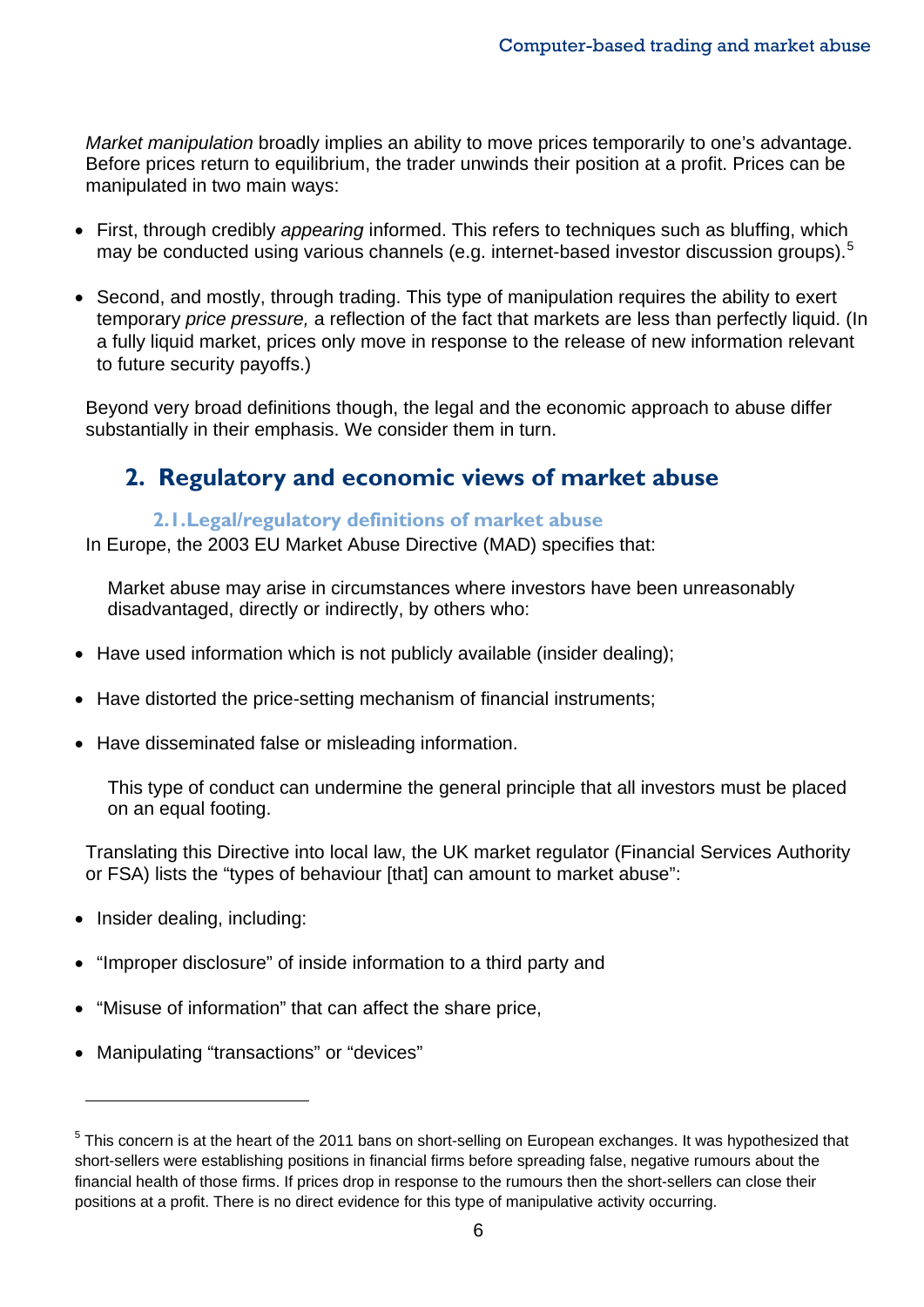*Market manipulation* broadly implies an ability to move prices temporarily to one's advantage. Before prices return to equilibrium, the trader unwinds their position at a profit. Prices can be manipulated in two main ways:

- First, through credibly *appearing* informed. This refers to techniques such as bluffing, which may be conducted using various channels (e.g. internet-based investor discussion groups).[5]
- Second, and mostly, through trading. This type of manipulation requires the ability to exert temporary *price pressure,* a reflection of the fact that markets are less than perfectly liquid. (In a fully liquid market, prices only move in response to the release of new information relevant to future security payoffs.)

Beyond very broad definitions though, the legal and the economic approach to abuse differ substantially in their emphasis. We consider them in turn.

## 2. Regulatory and economic views of market abuse

### 2.1. Legal/regulatory definitions of market abuse

In Europe, the 2003 EU Market Abuse Directive (MAD) specifies that:

> Market abuse may arise in circumstances where investors have been unreasonably disadvantaged, directly or indirectly, by others who:
>
> - Have used information which is not publicly available (insider dealing);
> - Have distorted the price-setting mechanism of financial instruments;
> - Have disseminated false or misleading information.
>
> This type of conduct can undermine the general principle that all investors must be placed on an equal footing.

Translating this Directive into local law, the UK market regulator (Financial Services Authority or FSA) lists the "types of behaviour [that] can amount to market abuse":

- Insider dealing, including:
- "Improper disclosure" of inside information to a third party and
- "Misuse of information" that can affect the share price,
- Manipulating "transactions" or "devices"

[5] This concern is at the heart of the 2011 bans on short-selling on European exchanges. It was hypothesized that short-sellers were establishing positions in financial firms before spreading false, negative rumours about the financial health of those firms. If prices drop in response to the rumours then the short-sellers can close their positions at a profit. There is no direct evidence for this type of manipulative activity occurring.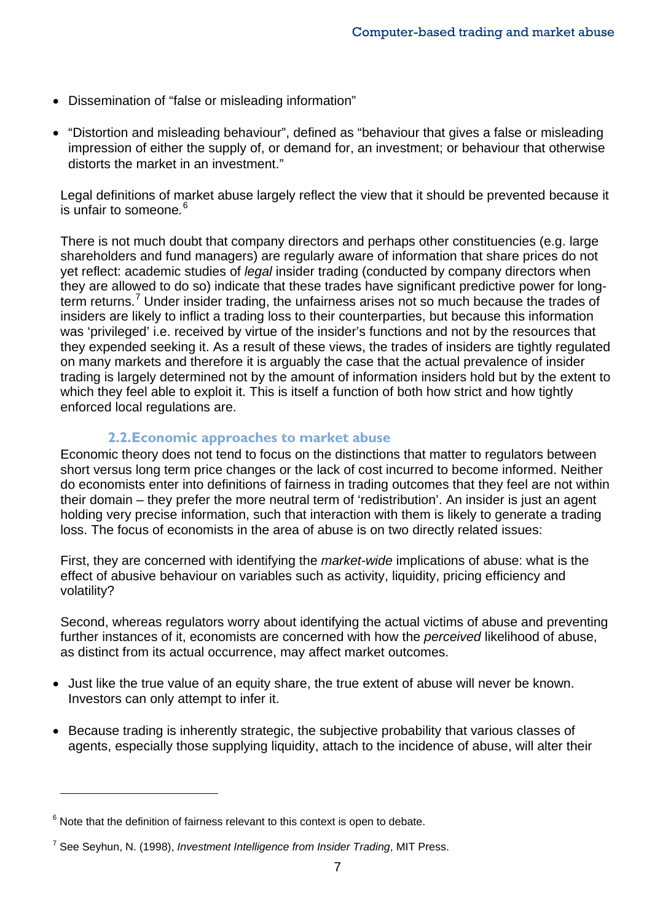- Dissemination of "false or misleading information"

- "Distortion and misleading behaviour", defined as "behaviour that gives a false or misleading impression of either the supply of, or demand for, an investment; or behaviour that otherwise distorts the market in an investment."

Legal definitions of market abuse largely reflect the view that it should be prevented because it is unfair to someone.[6]

There is not much doubt that company directors and perhaps other constituencies (e.g. large shareholders and fund managers) are regularly aware of information that share prices do not yet reflect: academic studies of *legal* insider trading (conducted by company directors when they are allowed to do so) indicate that these trades have significant predictive power for long-term returns.[7] Under insider trading, the unfairness arises not so much because the trades of insiders are likely to inflict a trading loss to their counterparties, but because this information was 'privileged' i.e. received by virtue of the insider's functions and not by the resources that they expended seeking it. As a result of these views, the trades of insiders are tightly regulated on many markets and therefore it is arguably the case that the actual prevalence of insider trading is largely determined not by the amount of information insiders hold but by the extent to which they feel able to exploit it. This is itself a function of both how strict and how tightly enforced local regulations are.

## 2.2. Economic approaches to market abuse

Economic theory does not tend to focus on the distinctions that matter to regulators between short versus long term price changes or the lack of cost incurred to become informed. Neither do economists enter into definitions of fairness in trading outcomes that they feel are not within their domain – they prefer the more neutral term of 'redistribution'. An insider is just an agent holding very precise information, such that interaction with them is likely to generate a trading loss. The focus of economists in the area of abuse is on two directly related issues:

First, they are concerned with identifying the *market-wide* implications of abuse: what is the effect of abusive behaviour on variables such as activity, liquidity, pricing efficiency and volatility?

Second, whereas regulators worry about identifying the actual victims of abuse and preventing further instances of it, economists are concerned with how the *perceived* likelihood of abuse, as distinct from its actual occurrence, may affect market outcomes.

- Just like the true value of an equity share, the true extent of abuse will never be known. Investors can only attempt to infer it.

- Because trading is inherently strategic, the subjective probability that various classes of agents, especially those supplying liquidity, attach to the incidence of abuse, will alter their

[6] Note that the definition of fairness relevant to this context is open to debate.

[7] See Seyhun, N. (1998), *Investment Intelligence from Insider Trading*, MIT Press.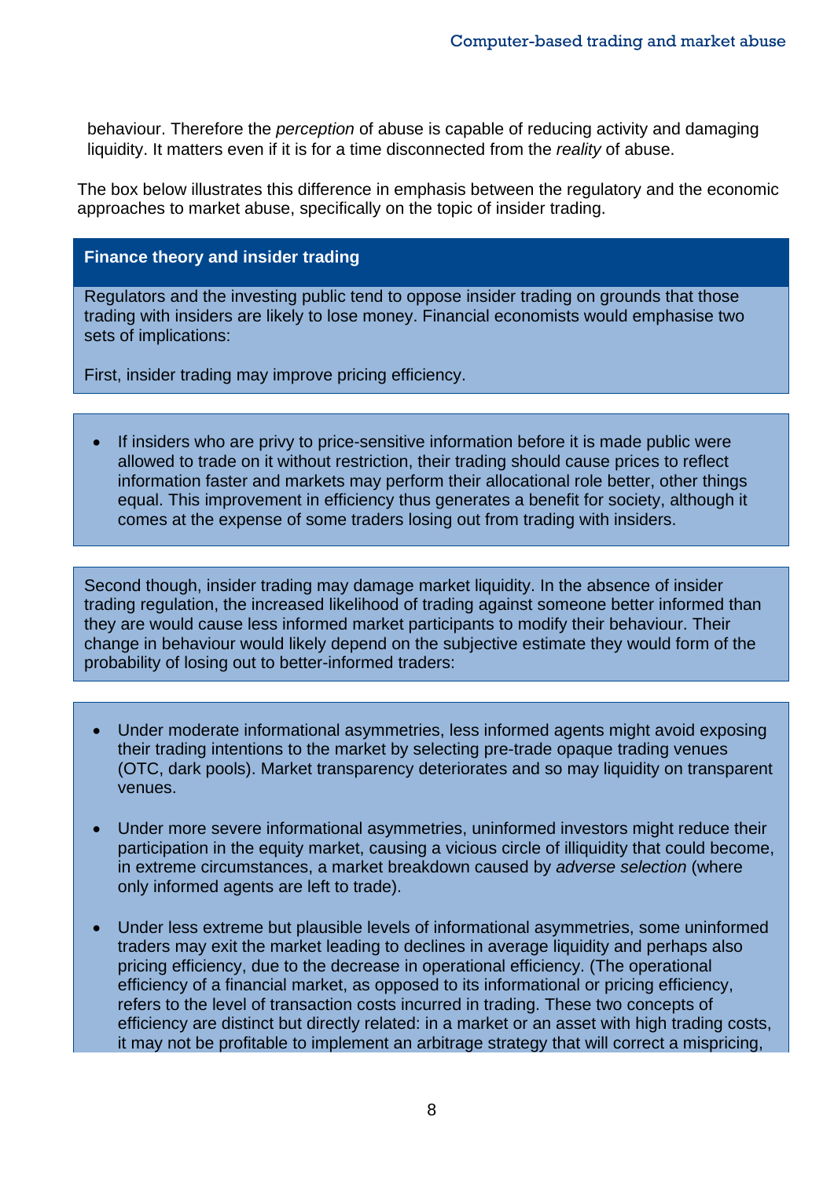behaviour. Therefore the *perception* of abuse is capable of reducing activity and damaging liquidity. It matters even if it is for a time disconnected from the *reality* of abuse.

The box below illustrates this difference in emphasis between the regulatory and the economic approaches to market abuse, specifically on the topic of insider trading.

**Finance theory and insider trading**

Regulators and the investing public tend to oppose insider trading on grounds that those trading with insiders are likely to lose money. Financial economists would emphasise two sets of implications:

First, insider trading may improve pricing efficiency.

- If insiders who are privy to price-sensitive information before it is made public were allowed to trade on it without restriction, their trading should cause prices to reflect information faster and markets may perform their allocational role better, other things equal. This improvement in efficiency thus generates a benefit for society, although it comes at the expense of some traders losing out from trading with insiders.

Second though, insider trading may damage market liquidity. In the absence of insider trading regulation, the increased likelihood of trading against someone better informed than they are would cause less informed market participants to modify their behaviour. Their change in behaviour would likely depend on the subjective estimate they would form of the probability of losing out to better-informed traders:

- Under moderate informational asymmetries, less informed agents might avoid exposing their trading intentions to the market by selecting pre-trade opaque trading venues (OTC, dark pools). Market transparency deteriorates and so may liquidity on transparent venues.
- Under more severe informational asymmetries, uninformed investors might reduce their participation in the equity market, causing a vicious circle of illiquidity that could become, in extreme circumstances, a market breakdown caused by *adverse selection* (where only informed agents are left to trade).
- Under less extreme but plausible levels of informational asymmetries, some uninformed traders may exit the market leading to declines in average liquidity and perhaps also pricing efficiency, due to the decrease in operational efficiency. (The operational efficiency of a financial market, as opposed to its informational or pricing efficiency, refers to the level of transaction costs incurred in trading. These two concepts of efficiency are distinct but directly related: in a market or an asset with high trading costs, it may not be profitable to implement an arbitrage strategy that will correct a mispricing,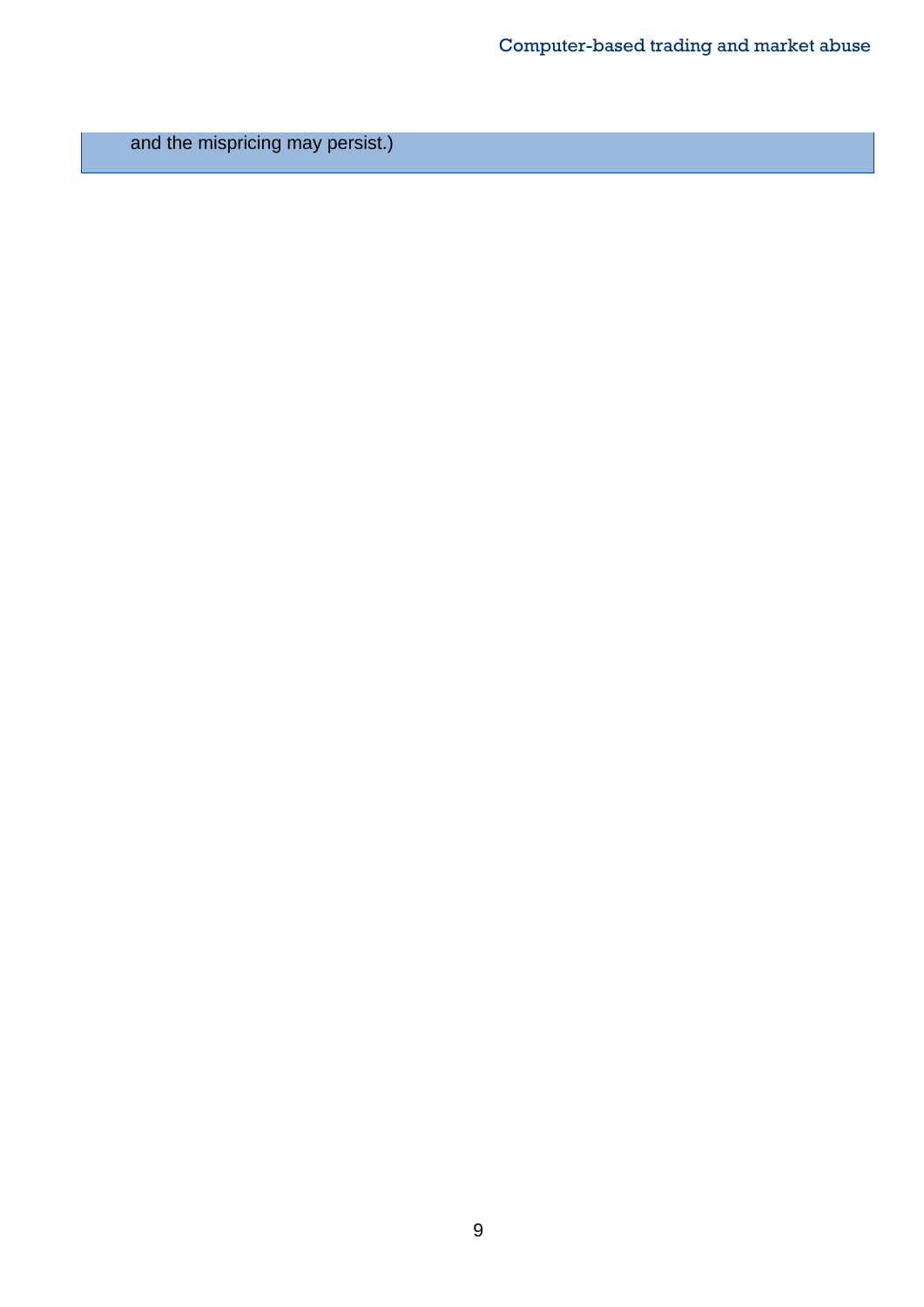and the mispricing may persist.)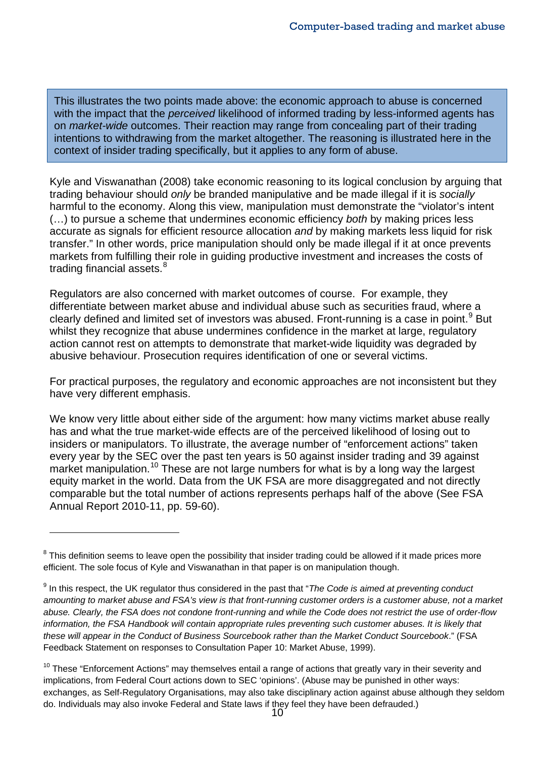This illustrates the two points made above: the economic approach to abuse is concerned with the impact that the *perceived* likelihood of informed trading by less-informed agents has on *market-wide* outcomes. Their reaction may range from concealing part of their trading intentions to withdrawing from the market altogether. The reasoning is illustrated here in the context of insider trading specifically, but it applies to any form of abuse.

Kyle and Viswanathan (2008) take economic reasoning to its logical conclusion by arguing that trading behaviour should *only* be branded manipulative and be made illegal if it is *socially* harmful to the economy. Along this view, manipulation must demonstrate the "violator's intent (…) to pursue a scheme that undermines economic efficiency *both* by making prices less accurate as signals for efficient resource allocation *and* by making markets less liquid for risk transfer." In other words, price manipulation should only be made illegal if it at once prevents markets from fulfilling their role in guiding productive investment and increases the costs of trading financial assets.[8]

Regulators are also concerned with market outcomes of course. For example, they differentiate between market abuse and individual abuse such as securities fraud, where a clearly defined and limited set of investors was abused. Front-running is a case in point.[9] But whilst they recognize that abuse undermines confidence in the market at large, regulatory action cannot rest on attempts to demonstrate that market-wide liquidity was degraded by abusive behaviour. Prosecution requires identification of one or several victims.

For practical purposes, the regulatory and economic approaches are not inconsistent but they have very different emphasis.

We know very little about either side of the argument: how many victims market abuse really has and what the true market-wide effects are of the perceived likelihood of losing out to insiders or manipulators. To illustrate, the average number of "enforcement actions" taken every year by the SEC over the past ten years is 50 against insider trading and 39 against market manipulation.[10] These are not large numbers for what is by a long way the largest equity market in the world. Data from the UK FSA are more disaggregated and not directly comparable but the total number of actions represents perhaps half of the above (See FSA Annual Report 2010-11, pp. 59-60).

---

[8] This definition seems to leave open the possibility that insider trading could be allowed if it made prices more efficient. The sole focus of Kyle and Viswanathan in that paper is on manipulation though.

[9] In this respect, the UK regulator thus considered in the past that "*The Code is aimed at preventing conduct amounting to market abuse and FSA's view is that front-running customer orders is a customer abuse, not a market abuse. Clearly, the FSA does not condone front-running and while the Code does not restrict the use of order-flow information, the FSA Handbook will contain appropriate rules preventing such customer abuses. It is likely that these will appear in the Conduct of Business Sourcebook rather than the Market Conduct Sourcebook*." (FSA Feedback Statement on responses to Consultation Paper 10: Market Abuse, 1999).

[10] These "Enforcement Actions" may themselves entail a range of actions that greatly vary in their severity and implications, from Federal Court actions down to SEC 'opinions'. (Abuse may be punished in other ways: exchanges, as Self-Regulatory Organisations, may also take disciplinary action against abuse although they seldom do. Individuals may also invoke Federal and State laws if they feel they have been defrauded.)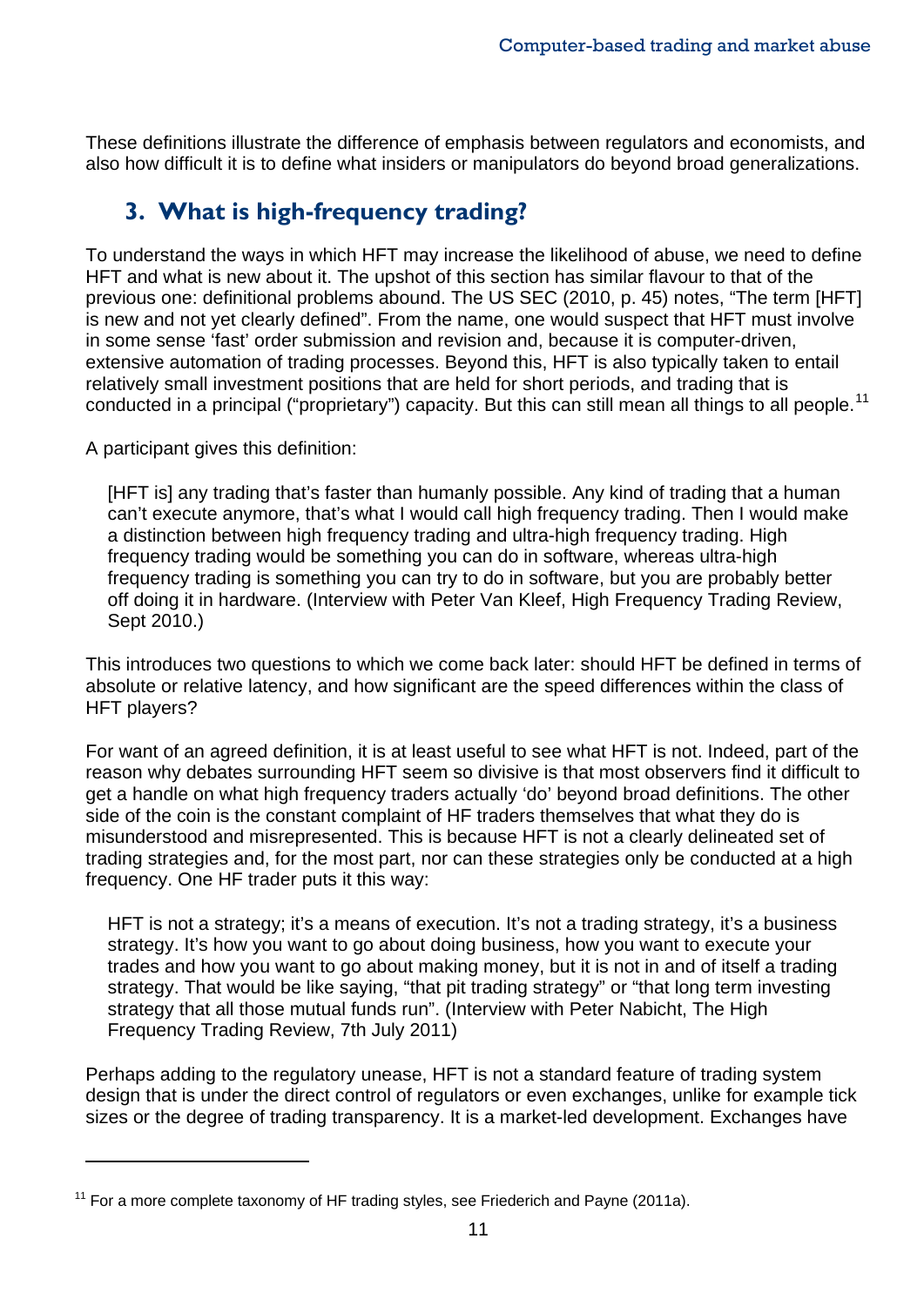These definitions illustrate the difference of emphasis between regulators and economists, and also how difficult it is to define what insiders or manipulators do beyond broad generalizations.

## 3. What is high-frequency trading?

To understand the ways in which HFT may increase the likelihood of abuse, we need to define HFT and what is new about it. The upshot of this section has similar flavour to that of the previous one: definitional problems abound. The US SEC (2010, p. 45) notes, "The term [HFT] is new and not yet clearly defined". From the name, one would suspect that HFT must involve in some sense 'fast' order submission and revision and, because it is computer-driven, extensive automation of trading processes. Beyond this, HFT is also typically taken to entail relatively small investment positions that are held for short periods, and trading that is conducted in a principal ("proprietary") capacity. But this can still mean all things to all people.[11]

A participant gives this definition:

> [HFT is] any trading that's faster than humanly possible. Any kind of trading that a human can't execute anymore, that's what I would call high frequency trading. Then I would make a distinction between high frequency trading and ultra-high frequency trading. High frequency trading would be something you can do in software, whereas ultra-high frequency trading is something you can try to do in software, but you are probably better off doing it in hardware. (Interview with Peter Van Kleef, High Frequency Trading Review, Sept 2010.)

This introduces two questions to which we come back later: should HFT be defined in terms of absolute or relative latency, and how significant are the speed differences within the class of HFT players?

For want of an agreed definition, it is at least useful to see what HFT is not. Indeed, part of the reason why debates surrounding HFT seem so divisive is that most observers find it difficult to get a handle on what high frequency traders actually 'do' beyond broad definitions. The other side of the coin is the constant complaint of HF traders themselves that what they do is misunderstood and misrepresented. This is because HFT is not a clearly delineated set of trading strategies and, for the most part, nor can these strategies only be conducted at a high frequency. One HF trader puts it this way:

> HFT is not a strategy; it's a means of execution. It's not a trading strategy, it's a business strategy. It's how you want to go about doing business, how you want to execute your trades and how you want to go about making money, but it is not in and of itself a trading strategy. That would be like saying, "that pit trading strategy" or "that long term investing strategy that all those mutual funds run". (Interview with Peter Nabicht, The High Frequency Trading Review, 7th July 2011)

Perhaps adding to the regulatory unease, HFT is not a standard feature of trading system design that is under the direct control of regulators or even exchanges, unlike for example tick sizes or the degree of trading transparency. It is a market-led development. Exchanges have

[11] For a more complete taxonomy of HF trading styles, see Friederich and Payne (2011a).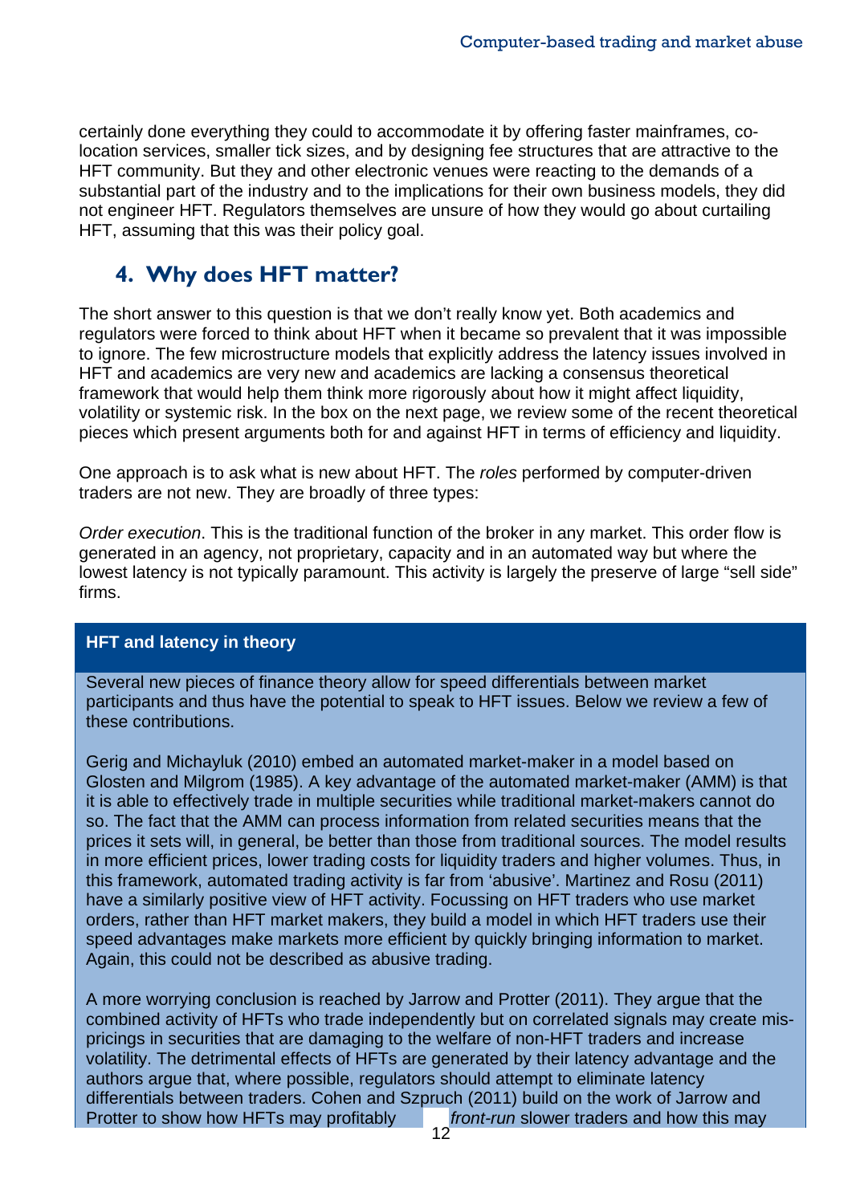certainly done everything they could to accommodate it by offering faster mainframes, co-location services, smaller tick sizes, and by designing fee structures that are attractive to the HFT community. But they and other electronic venues were reacting to the demands of a substantial part of the industry and to the implications for their own business models, they did not engineer HFT. Regulators themselves are unsure of how they would go about curtailing HFT, assuming that this was their policy goal.

## 4. Why does HFT matter?

The short answer to this question is that we don't really know yet. Both academics and regulators were forced to think about HFT when it became so prevalent that it was impossible to ignore. The few microstructure models that explicitly address the latency issues involved in HFT and academics are very new and academics are lacking a consensus theoretical framework that would help them think more rigorously about how it might affect liquidity, volatility or systemic risk. In the box on the next page, we review some of the recent theoretical pieces which present arguments both for and against HFT in terms of efficiency and liquidity.

One approach is to ask what is new about HFT. The *roles* performed by computer-driven traders are not new. They are broadly of three types:

*Order execution*. This is the traditional function of the broker in any market. This order flow is generated in an agency, not proprietary, capacity and in an automated way but where the lowest latency is not typically paramount. This activity is largely the preserve of large "sell side" firms.

### HFT and latency in theory

Several new pieces of finance theory allow for speed differentials between market participants and thus have the potential to speak to HFT issues. Below we review a few of these contributions.

Gerig and Michayluk (2010) embed an automated market-maker in a model based on Glosten and Milgrom (1985). A key advantage of the automated market-maker (AMM) is that it is able to effectively trade in multiple securities while traditional market-makers cannot do so. The fact that the AMM can process information from related securities means that the prices it sets will, in general, be better than those from traditional sources. The model results in more efficient prices, lower trading costs for liquidity traders and higher volumes. Thus, in this framework, automated trading activity is far from 'abusive'. Martinez and Rosu (2011) have a similarly positive view of HFT activity. Focussing on HFT traders who use market orders, rather than HFT market makers, they build a model in which HFT traders use their speed advantages make markets more efficient by quickly bringing information to market. Again, this could not be described as abusive trading.

A more worrying conclusion is reached by Jarrow and Protter (2011). They argue that the combined activity of HFTs who trade independently but on correlated signals may create mis-pricings in securities that are damaging to the welfare of non-HFT traders and increase volatility. The detrimental effects of HFTs are generated by their latency advantage and the authors argue that, where possible, regulators should attempt to eliminate latency differentials between traders. Cohen and Szpruch (2011) build on the work of Jarrow and Protter to show how HFTs may profitably *front-run* slower traders and how this may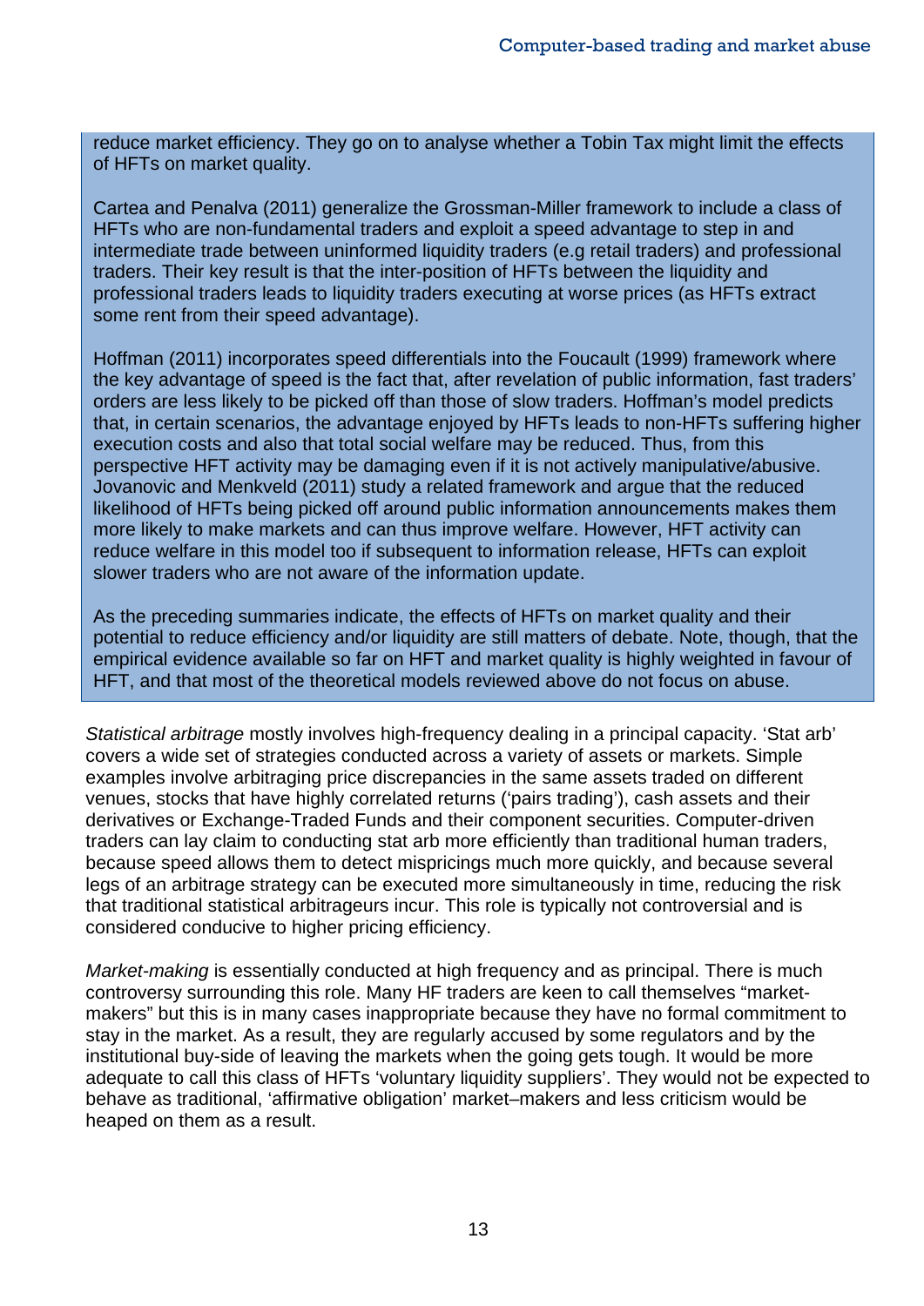reduce market efficiency. They go on to analyse whether a Tobin Tax might limit the effects of HFTs on market quality.

Cartea and Penalva (2011) generalize the Grossman-Miller framework to include a class of HFTs who are non-fundamental traders and exploit a speed advantage to step in and intermediate trade between uninformed liquidity traders (e.g retail traders) and professional traders. Their key result is that the inter-position of HFTs between the liquidity and professional traders leads to liquidity traders executing at worse prices (as HFTs extract some rent from their speed advantage).

Hoffman (2011) incorporates speed differentials into the Foucault (1999) framework where the key advantage of speed is the fact that, after revelation of public information, fast traders' orders are less likely to be picked off than those of slow traders. Hoffman's model predicts that, in certain scenarios, the advantage enjoyed by HFTs leads to non-HFTs suffering higher execution costs and also that total social welfare may be reduced. Thus, from this perspective HFT activity may be damaging even if it is not actively manipulative/abusive. Jovanovic and Menkveld (2011) study a related framework and argue that the reduced likelihood of HFTs being picked off around public information announcements makes them more likely to make markets and can thus improve welfare. However, HFT activity can reduce welfare in this model too if subsequent to information release, HFTs can exploit slower traders who are not aware of the information update.

As the preceding summaries indicate, the effects of HFTs on market quality and their potential to reduce efficiency and/or liquidity are still matters of debate. Note, though, that the empirical evidence available so far on HFT and market quality is highly weighted in favour of HFT, and that most of the theoretical models reviewed above do not focus on abuse.

*Statistical arbitrage* mostly involves high-frequency dealing in a principal capacity. 'Stat arb' covers a wide set of strategies conducted across a variety of assets or markets. Simple examples involve arbitraging price discrepancies in the same assets traded on different venues, stocks that have highly correlated returns ('pairs trading'), cash assets and their derivatives or Exchange-Traded Funds and their component securities. Computer-driven traders can lay claim to conducting stat arb more efficiently than traditional human traders, because speed allows them to detect mispricings much more quickly, and because several legs of an arbitrage strategy can be executed more simultaneously in time, reducing the risk that traditional statistical arbitrageurs incur. This role is typically not controversial and is considered conducive to higher pricing efficiency.

*Market-making* is essentially conducted at high frequency and as principal. There is much controversy surrounding this role. Many HF traders are keen to call themselves "market-makers" but this is in many cases inappropriate because they have no formal commitment to stay in the market. As a result, they are regularly accused by some regulators and by the institutional buy-side of leaving the markets when the going gets tough. It would be more adequate to call this class of HFTs 'voluntary liquidity suppliers'. They would not be expected to behave as traditional, 'affirmative obligation' market–makers and less criticism would be heaped on them as a result.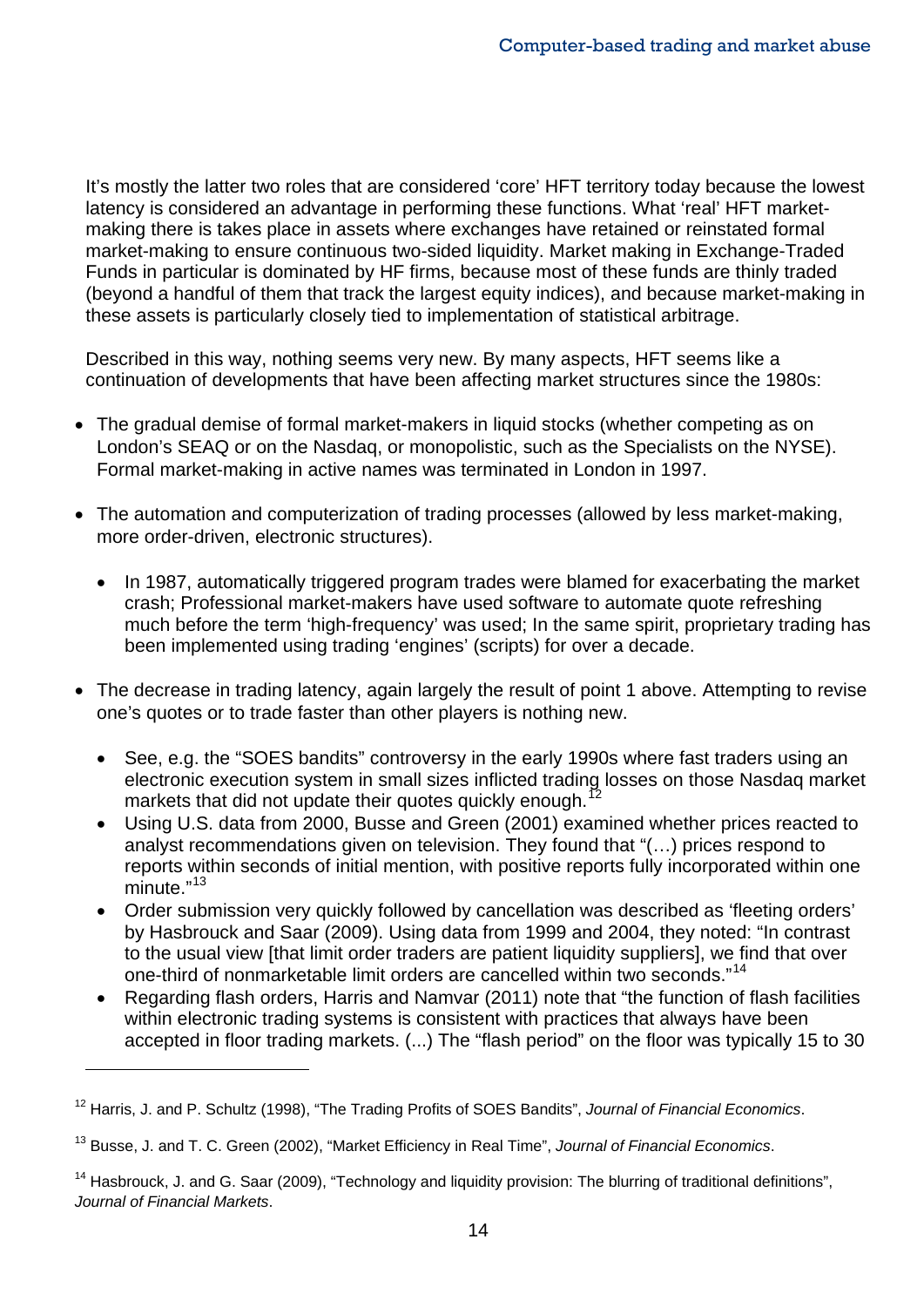It's mostly the latter two roles that are considered 'core' HFT territory today because the lowest latency is considered an advantage in performing these functions. What 'real' HFT market-making there is takes place in assets where exchanges have retained or reinstated formal market-making to ensure continuous two-sided liquidity. Market making in Exchange-Traded Funds in particular is dominated by HF firms, because most of these funds are thinly traded (beyond a handful of them that track the largest equity indices), and because market-making in these assets is particularly closely tied to implementation of statistical arbitrage.

Described in this way, nothing seems very new. By many aspects, HFT seems like a continuation of developments that have been affecting market structures since the 1980s:

- The gradual demise of formal market-makers in liquid stocks (whether competing as on London's SEAQ or on the Nasdaq, or monopolistic, such as the Specialists on the NYSE). Formal market-making in active names was terminated in London in 1997.
- The automation and computerization of trading processes (allowed by less market-making, more order-driven, electronic structures).
    - In 1987, automatically triggered program trades were blamed for exacerbating the market crash; Professional market-makers have used software to automate quote refreshing much before the term 'high-frequency' was used; In the same spirit, proprietary trading has been implemented using trading 'engines' (scripts) for over a decade.
- The decrease in trading latency, again largely the result of point 1 above. Attempting to revise one's quotes or to trade faster than other players is nothing new.
    - See, e.g. the "SOES bandits" controversy in the early 1990s where fast traders using an electronic execution system in small sizes inflicted trading losses on those Nasdaq market markets that did not update their quotes quickly enough.[12]
    - Using U.S. data from 2000, Busse and Green (2001) examined whether prices reacted to analyst recommendations given on television. They found that "(…) prices respond to reports within seconds of initial mention, with positive reports fully incorporated within one minute."[13]
    - Order submission very quickly followed by cancellation was described as 'fleeting orders' by Hasbrouck and Saar (2009). Using data from 1999 and 2004, they noted: "In contrast to the usual view [that limit order traders are patient liquidity suppliers], we find that over one-third of nonmarketable limit orders are cancelled within two seconds."[14]
    - Regarding flash orders, Harris and Namvar (2011) note that "the function of flash facilities within electronic trading systems is consistent with practices that always have been accepted in floor trading markets. (...) The "flash period" on the floor was typically 15 to 30

---

[12] Harris, J. and P. Schultz (1998), "The Trading Profits of SOES Bandits", *Journal of Financial Economics*.

[13] Busse, J. and T. C. Green (2002), "Market Efficiency in Real Time", *Journal of Financial Economics*.

[14] Hasbrouck, J. and G. Saar (2009), "Technology and liquidity provision: The blurring of traditional definitions", *Journal of Financial Markets*.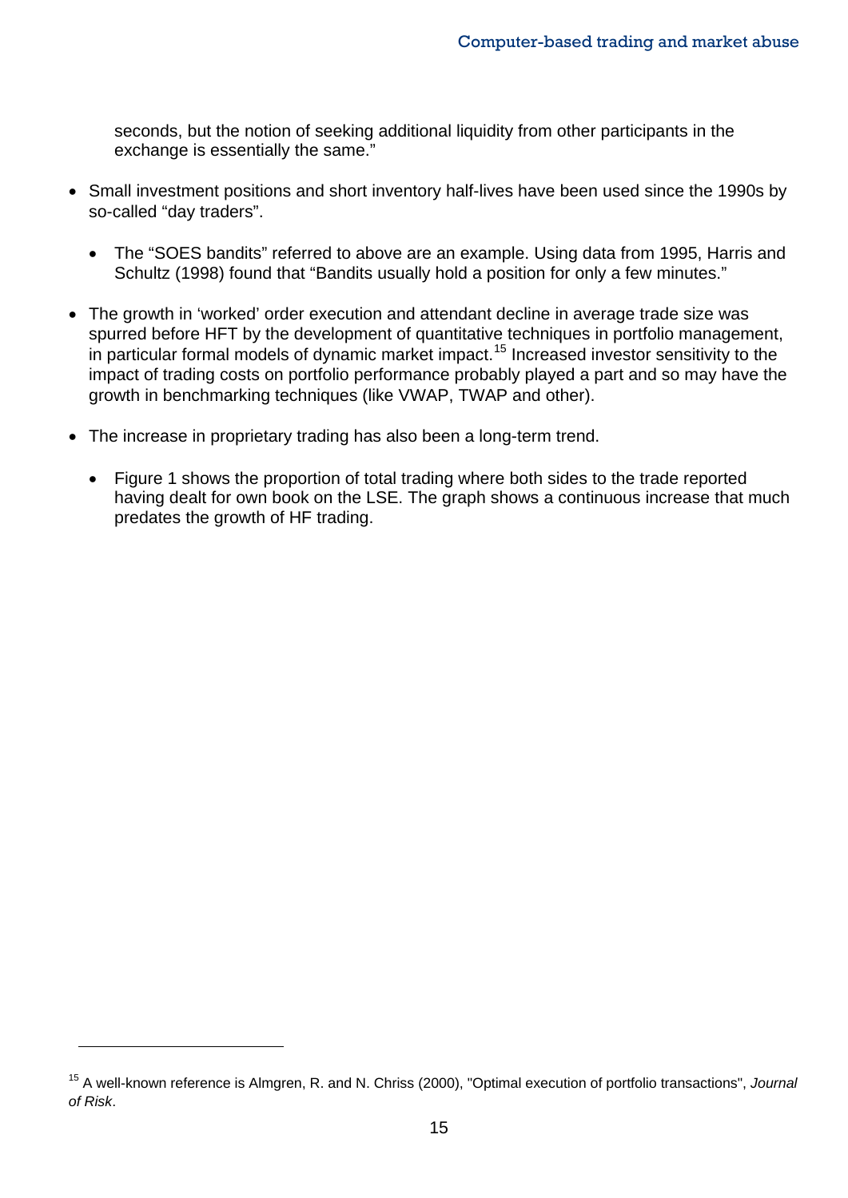seconds, but the notion of seeking additional liquidity from other participants in the exchange is essentially the same."

- Small investment positions and short inventory half-lives have been used since the 1990s by so-called "day traders".
  - The "SOES bandits" referred to above are an example. Using data from 1995, Harris and Schultz (1998) found that "Bandits usually hold a position for only a few minutes."
- The growth in 'worked' order execution and attendant decline in average trade size was spurred before HFT by the development of quantitative techniques in portfolio management, in particular formal models of dynamic market impact.[15] Increased investor sensitivity to the impact of trading costs on portfolio performance probably played a part and so may have the growth in benchmarking techniques (like VWAP, TWAP and other).
- The increase in proprietary trading has also been a long-term trend.
  - Figure 1 shows the proportion of total trading where both sides to the trade reported having dealt for own book on the LSE. The graph shows a continuous increase that much predates the growth of HF trading.

[15] A well-known reference is Almgren, R. and N. Chriss (2000), "Optimal execution of portfolio transactions", *Journal of Risk*.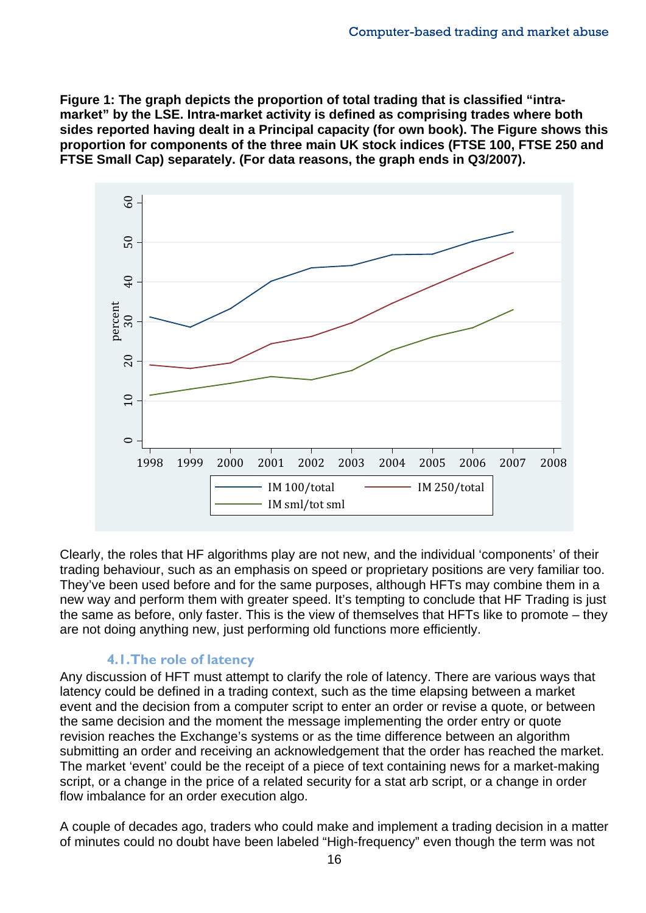**Figure 1: The graph depicts the proportion of total trading that is classified “intra-market” by the LSE. Intra-market activity is defined as comprising trades where both sides reported having dealt in a Principal capacity (for own book). The Figure shows this proportion for components of the three main UK stock indices (FTSE 100, FTSE 250 and FTSE Small Cap) separately. (For data reasons, the graph ends in Q3/2007).**

Clearly, the roles that HF algorithms play are not new, and the individual ‘components’ of their trading behaviour, such as an emphasis on speed or proprietary positions are very familiar too. They’ve been used before and for the same purposes, although HFTs may combine them in a new way and perform them with greater speed. It’s tempting to conclude that HF Trading is just the same as before, only faster. This is the view of themselves that HFTs like to promote – they are not doing anything new, just performing old functions more efficiently.

## 4.1. The role of latency

Any discussion of HFT must attempt to clarify the role of latency. There are various ways that latency could be defined in a trading context, such as the time elapsing between a market event and the decision from a computer script to enter an order or revise a quote, or between the same decision and the moment the message implementing the order entry or quote revision reaches the Exchange’s systems or as the time difference between an algorithm submitting an order and receiving an acknowledgement that the order has reached the market. The market ‘event’ could be the receipt of a piece of text containing news for a market-making script, or a change in the price of a related security for a stat arb script, or a change in order flow imbalance for an order execution algo.

A couple of decades ago, traders who could make and implement a trading decision in a matter of minutes could no doubt have been labeled “High-frequency” even though the term was not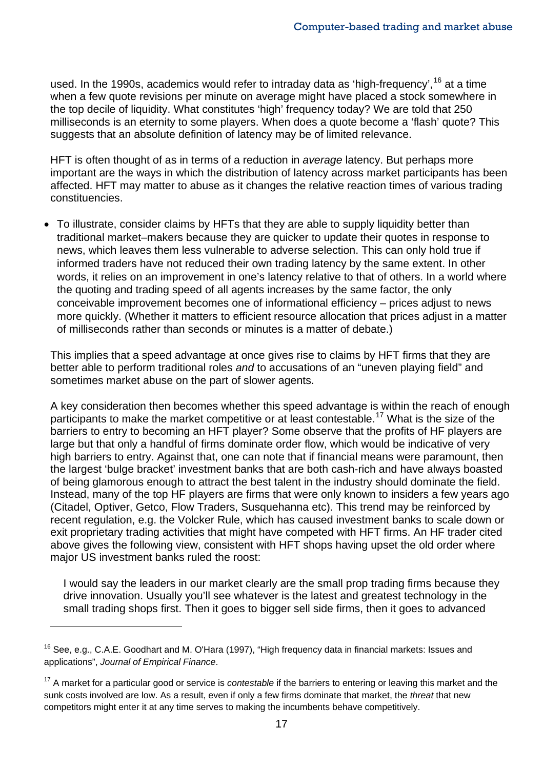used. In the 1990s, academics would refer to intraday data as 'high-frequency',[16] at a time when a few quote revisions per minute on average might have placed a stock somewhere in the top decile of liquidity. What constitutes 'high' frequency today? We are told that 250 milliseconds is an eternity to some players. When does a quote become a 'flash' quote? This suggests that an absolute definition of latency may be of limited relevance.

HFT is often thought of as in terms of a reduction in *average* latency. But perhaps more important are the ways in which the distribution of latency across market participants has been affected. HFT may matter to abuse as it changes the relative reaction times of various trading constituencies.

- To illustrate, consider claims by HFTs that they are able to supply liquidity better than traditional market–makers because they are quicker to update their quotes in response to news, which leaves them less vulnerable to adverse selection. This can only hold true if informed traders have not reduced their own trading latency by the same extent. In other words, it relies on an improvement in one's latency relative to that of others. In a world where the quoting and trading speed of all agents increases by the same factor, the only conceivable improvement becomes one of informational efficiency – prices adjust to news more quickly. (Whether it matters to efficient resource allocation that prices adjust in a matter of milliseconds rather than seconds or minutes is a matter of debate.)

This implies that a speed advantage at once gives rise to claims by HFT firms that they are better able to perform traditional roles *and* to accusations of an "uneven playing field" and sometimes market abuse on the part of slower agents.

A key consideration then becomes whether this speed advantage is within the reach of enough participants to make the market competitive or at least contestable.[17] What is the size of the barriers to entry to becoming an HFT player? Some observe that the profits of HF players are large but that only a handful of firms dominate order flow, which would be indicative of very high barriers to entry. Against that, one can note that if financial means were paramount, then the largest 'bulge bracket' investment banks that are both cash-rich and have always boasted of being glamorous enough to attract the best talent in the industry should dominate the field. Instead, many of the top HF players are firms that were only known to insiders a few years ago (Citadel, Optiver, Getco, Flow Traders, Susquehanna etc). This trend may be reinforced by recent regulation, e.g. the Volcker Rule, which has caused investment banks to scale down or exit proprietary trading activities that might have competed with HFT firms. An HF trader cited above gives the following view, consistent with HFT shops having upset the old order where major US investment banks ruled the roost:

> I would say the leaders in our market clearly are the small prop trading firms because they drive innovation. Usually you'll see whatever is the latest and greatest technology in the small trading shops first. Then it goes to bigger sell side firms, then it goes to advanced

---

[16] See, e.g., C.A.E. Goodhart and M. O'Hara (1997), "High frequency data in financial markets: Issues and applications", *Journal of Empirical Finance*.

[17] A market for a particular good or service is *contestable* if the barriers to entering or leaving this market and the sunk costs involved are low. As a result, even if only a few firms dominate that market, the *threat* that new competitors might enter it at any time serves to making the incumbents behave competitively.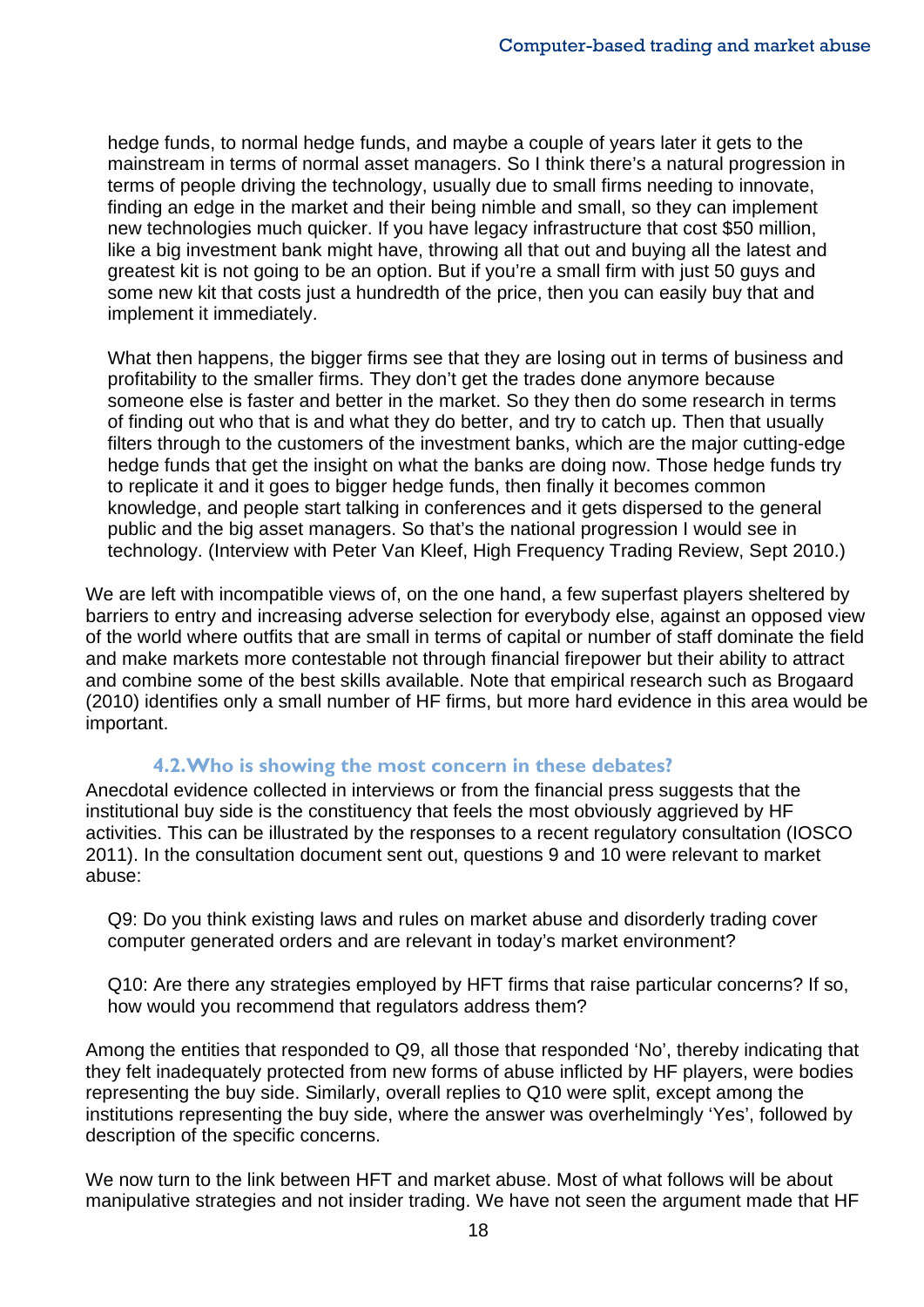> hedge funds, to normal hedge funds, and maybe a couple of years later it gets to the mainstream in terms of normal asset managers. So I think there's a natural progression in terms of people driving the technology, usually due to small firms needing to innovate, finding an edge in the market and their being nimble and small, so they can implement new technologies much quicker. If you have legacy infrastructure that cost $50 million, like a big investment bank might have, throwing all that out and buying all the latest and greatest kit is not going to be an option. But if you're a small firm with just 50 guys and some new kit that costs just a hundredth of the price, then you can easily buy that and implement it immediately.
>
> What then happens, the bigger firms see that they are losing out in terms of business and profitability to the smaller firms. They don't get the trades done anymore because someone else is faster and better in the market. So they then do some research in terms of finding out who that is and what they do better, and try to catch up. Then that usually filters through to the customers of the investment banks, which are the major cutting-edge hedge funds that get the insight on what the banks are doing now. Those hedge funds try to replicate it and it goes to bigger hedge funds, then finally it becomes common knowledge, and people start talking in conferences and it gets dispersed to the general public and the big asset managers. So that's the national progression I would see in technology. (Interview with Peter Van Kleef, High Frequency Trading Review, Sept 2010.)

We are left with incompatible views of, on the one hand, a few superfast players sheltered by barriers to entry and increasing adverse selection for everybody else, against an opposed view of the world where outfits that are small in terms of capital or number of staff dominate the field and make markets more contestable not through financial firepower but their ability to attract and combine some of the best skills available. Note that empirical research such as Brogaard (2010) identifies only a small number of HF firms, but more hard evidence in this area would be important.

### 4.2. Who is showing the most concern in these debates?

Anecdotal evidence collected in interviews or from the financial press suggests that the institutional buy side is the constituency that feels the most obviously aggrieved by HF activities. This can be illustrated by the responses to a recent regulatory consultation (IOSCO 2011). In the consultation document sent out, questions 9 and 10 were relevant to market abuse:

> Q9: Do you think existing laws and rules on market abuse and disorderly trading cover computer generated orders and are relevant in today's market environment?
>
> Q10: Are there any strategies employed by HFT firms that raise particular concerns? If so, how would you recommend that regulators address them?

Among the entities that responded to Q9, all those that responded 'No', thereby indicating that they felt inadequately protected from new forms of abuse inflicted by HF players, were bodies representing the buy side. Similarly, overall replies to Q10 were split, except among the institutions representing the buy side, where the answer was overhelmingly 'Yes', followed by description of the specific concerns.

We now turn to the link between HFT and market abuse. Most of what follows will be about manipulative strategies and not insider trading. We have not seen the argument made that HF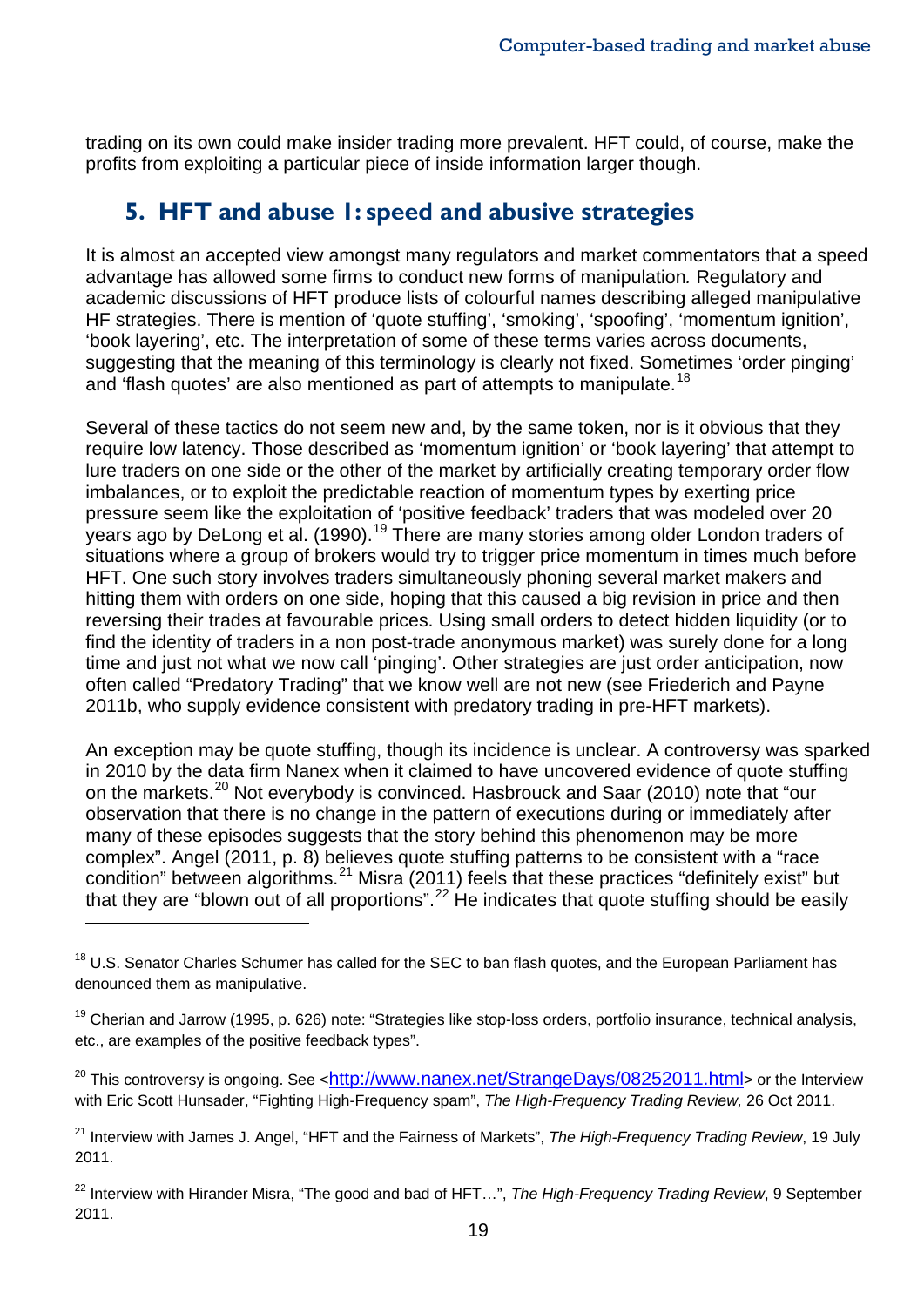trading on its own could make insider trading more prevalent. HFT could, of course, make the profits from exploiting a particular piece of inside information larger though.

## 5. HFT and abuse 1: speed and abusive strategies

It is almost an accepted view amongst many regulators and market commentators that a speed advantage has allowed some firms to conduct new forms of manipulation*.* Regulatory and academic discussions of HFT produce lists of colourful names describing alleged manipulative HF strategies. There is mention of 'quote stuffing', 'smoking', 'spoofing', 'momentum ignition', 'book layering', etc. The interpretation of some of these terms varies across documents, suggesting that the meaning of this terminology is clearly not fixed. Sometimes 'order pinging' and 'flash quotes' are also mentioned as part of attempts to manipulate.[18]

Several of these tactics do not seem new and, by the same token, nor is it obvious that they require low latency. Those described as 'momentum ignition' or 'book layering' that attempt to lure traders on one side or the other of the market by artificially creating temporary order flow imbalances, or to exploit the predictable reaction of momentum types by exerting price pressure seem like the exploitation of 'positive feedback' traders that was modeled over 20 years ago by DeLong et al. (1990).[19] There are many stories among older London traders of situations where a group of brokers would try to trigger price momentum in times much before HFT. One such story involves traders simultaneously phoning several market makers and hitting them with orders on one side, hoping that this caused a big revision in price and then reversing their trades at favourable prices. Using small orders to detect hidden liquidity (or to find the identity of traders in a non post-trade anonymous market) was surely done for a long time and just not what we now call 'pinging'. Other strategies are just order anticipation, now often called "Predatory Trading" that we know well are not new (see Friederich and Payne 2011b, who supply evidence consistent with predatory trading in pre-HFT markets).

An exception may be quote stuffing, though its incidence is unclear. A controversy was sparked in 2010 by the data firm Nanex when it claimed to have uncovered evidence of quote stuffing on the markets.[20] Not everybody is convinced. Hasbrouck and Saar (2010) note that "our observation that there is no change in the pattern of executions during or immediately after many of these episodes suggests that the story behind this phenomenon may be more complex". Angel (2011, p. 8) believes quote stuffing patterns to be consistent with a "race condition" between algorithms.[21] Misra (2011) feels that these practices "definitely exist" but that they are "blown out of all proportions".[22] He indicates that quote stuffing should be easily

---

[18] U.S. Senator Charles Schumer has called for the SEC to ban flash quotes, and the European Parliament has denounced them as manipulative.

[19] Cherian and Jarrow (1995, p. 626) note: "Strategies like stop-loss orders, portfolio insurance, technical analysis, etc., are examples of the positive feedback types".

[20] This controversy is ongoing. See <http://www.nanex.net/StrangeDays/08252011.html> or the Interview with Eric Scott Hunsader, "Fighting High-Frequency spam", *The High-Frequency Trading Review,* 26 Oct 2011.

[21] Interview with James J. Angel, "HFT and the Fairness of Markets", *The High-Frequency Trading Review*, 19 July 2011.

[22] Interview with Hirander Misra, "The good and bad of HFT…", *The High-Frequency Trading Review*, 9 September 2011.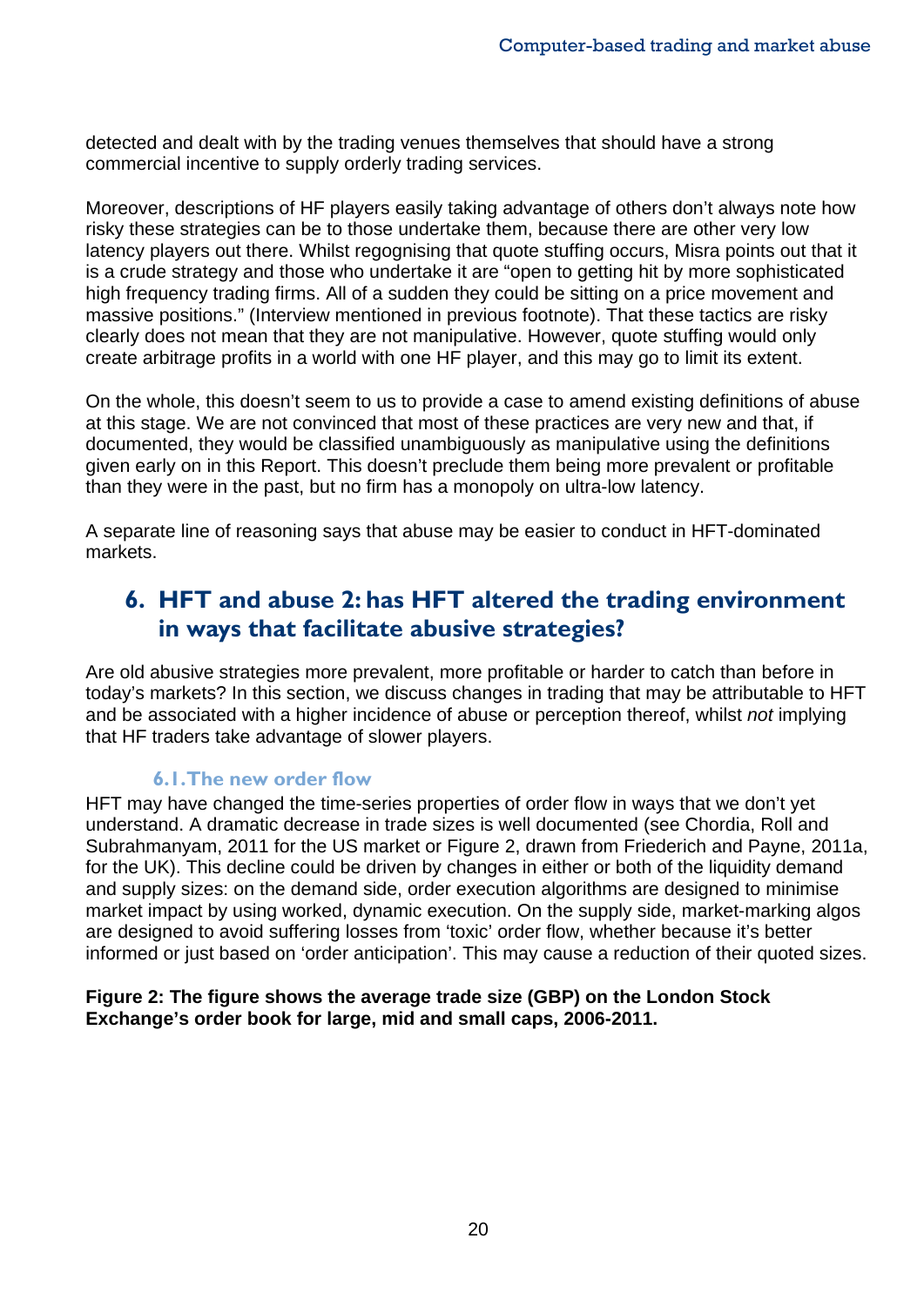detected and dealt with by the trading venues themselves that should have a strong commercial incentive to supply orderly trading services.

Moreover, descriptions of HF players easily taking advantage of others don't always note how risky these strategies can be to those undertake them, because there are other very low latency players out there. Whilst regognising that quote stuffing occurs, Misra points out that it is a crude strategy and those who undertake it are "open to getting hit by more sophisticated high frequency trading firms. All of a sudden they could be sitting on a price movement and massive positions." (Interview mentioned in previous footnote). That these tactics are risky clearly does not mean that they are not manipulative. However, quote stuffing would only create arbitrage profits in a world with one HF player, and this may go to limit its extent.

On the whole, this doesn't seem to us to provide a case to amend existing definitions of abuse at this stage. We are not convinced that most of these practices are very new and that, if documented, they would be classified unambiguously as manipulative using the definitions given early on in this Report. This doesn't preclude them being more prevalent or profitable than they were in the past, but no firm has a monopoly on ultra-low latency.

A separate line of reasoning says that abuse may be easier to conduct in HFT-dominated markets.

## 6. HFT and abuse 2: has HFT altered the trading environment in ways that facilitate abusive strategies?

Are old abusive strategies more prevalent, more profitable or harder to catch than before in today's markets? In this section, we discuss changes in trading that may be attributable to HFT and be associated with a higher incidence of abuse or perception thereof, whilst *not* implying that HF traders take advantage of slower players.

### 6.1. The new order flow

HFT may have changed the time-series properties of order flow in ways that we don't yet understand. A dramatic decrease in trade sizes is well documented (see Chordia, Roll and Subrahmanyam, 2011 for the US market or Figure 2, drawn from Friederich and Payne, 2011a, for the UK). This decline could be driven by changes in either or both of the liquidity demand and supply sizes: on the demand side, order execution algorithms are designed to minimise market impact by using worked, dynamic execution. On the supply side, market-marking algos are designed to avoid suffering losses from 'toxic' order flow, whether because it's better informed or just based on 'order anticipation'. This may cause a reduction of their quoted sizes.

**Figure 2: The figure shows the average trade size (GBP) on the London Stock Exchange's order book for large, mid and small caps, 2006-2011.**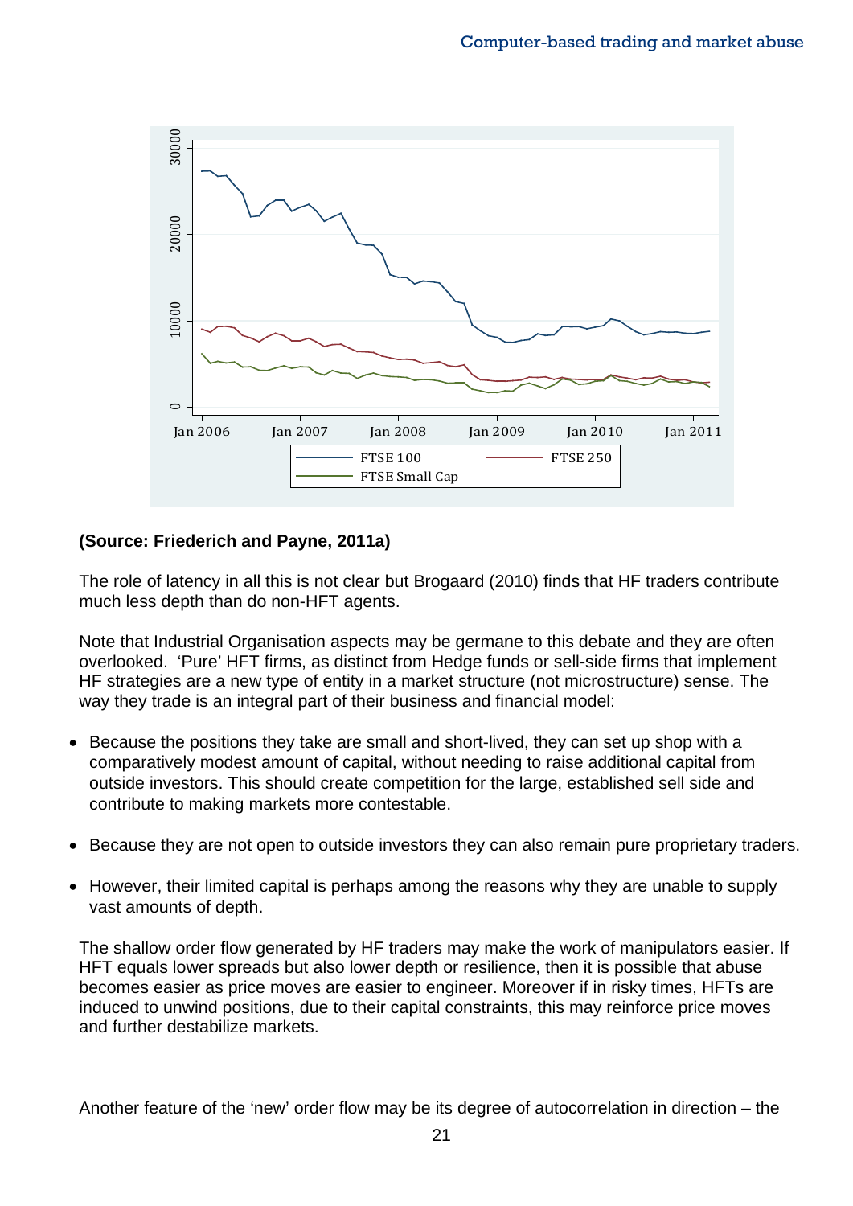**(Source: Friederich and Payne, 2011a)**

The role of latency in all this is not clear but Brogaard (2010) finds that HF traders contribute much less depth than do non-HFT agents.

Note that Industrial Organisation aspects may be germane to this debate and they are often overlooked. 'Pure' HFT firms, as distinct from Hedge funds or sell-side firms that implement HF strategies are a new type of entity in a market structure (not microstructure) sense. The way they trade is an integral part of their business and financial model:

- Because the positions they take are small and short-lived, they can set up shop with a comparatively modest amount of capital, without needing to raise additional capital from outside investors. This should create competition for the large, established sell side and contribute to making markets more contestable.
- Because they are not open to outside investors they can also remain pure proprietary traders.
- However, their limited capital is perhaps among the reasons why they are unable to supply vast amounts of depth.

The shallow order flow generated by HF traders may make the work of manipulators easier. If HFT equals lower spreads but also lower depth or resilience, then it is possible that abuse becomes easier as price moves are easier to engineer. Moreover if in risky times, HFTs are induced to unwind positions, due to their capital constraints, this may reinforce price moves and further destabilize markets.

Another feature of the 'new' order flow may be its degree of autocorrelation in direction – the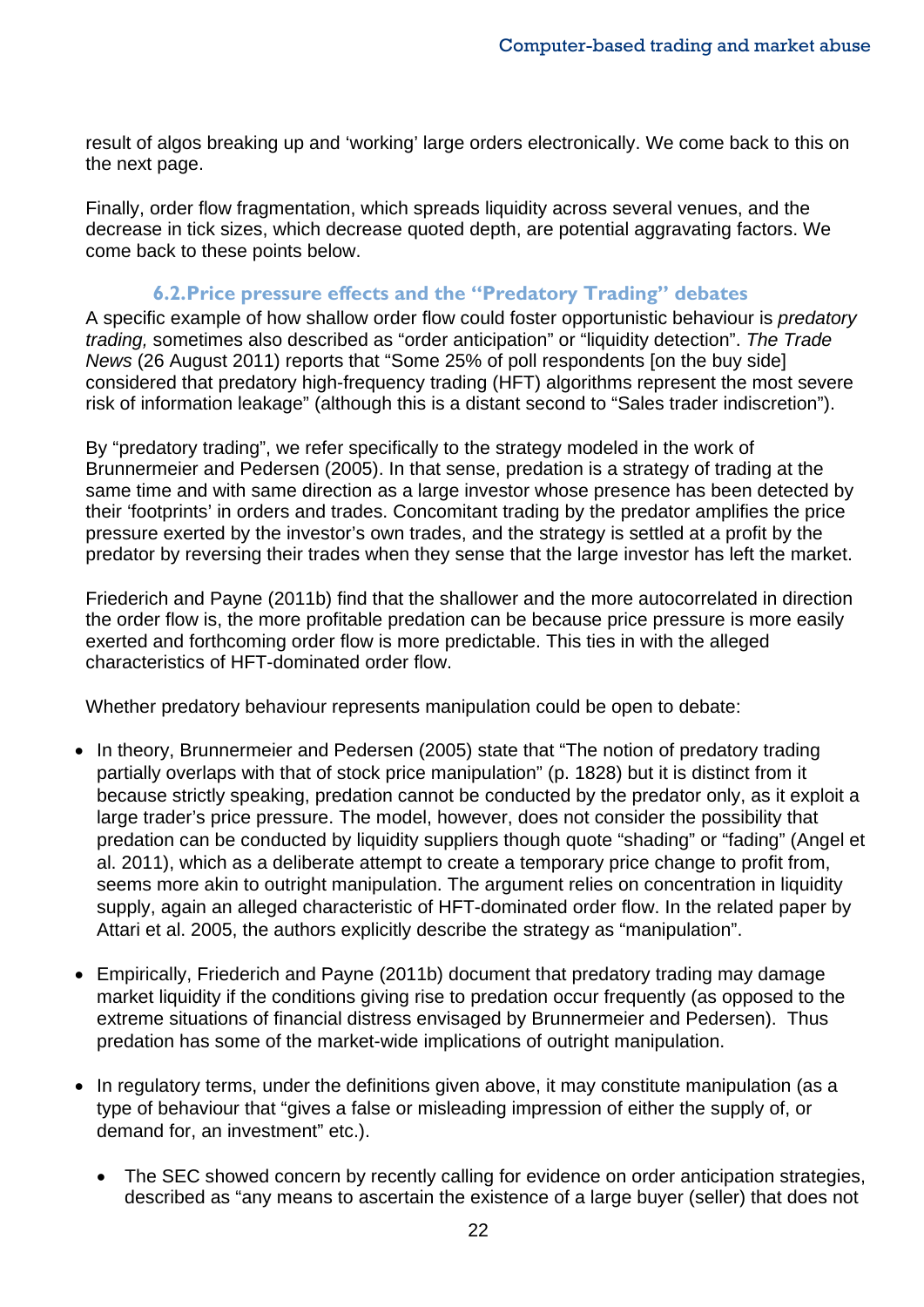result of algos breaking up and 'working' large orders electronically. We come back to this on the next page.

Finally, order flow fragmentation, which spreads liquidity across several venues, and the decrease in tick sizes, which decrease quoted depth, are potential aggravating factors. We come back to these points below.

### 6.2. Price pressure effects and the "Predatory Trading" debates

A specific example of how shallow order flow could foster opportunistic behaviour is *predatory trading,* sometimes also described as "order anticipation" or "liquidity detection". *The Trade News* (26 August 2011) reports that "Some 25% of poll respondents [on the buy side] considered that predatory high-frequency trading (HFT) algorithms represent the most severe risk of information leakage" (although this is a distant second to "Sales trader indiscretion").

By "predatory trading", we refer specifically to the strategy modeled in the work of Brunnermeier and Pedersen (2005). In that sense, predation is a strategy of trading at the same time and with same direction as a large investor whose presence has been detected by their 'footprints' in orders and trades. Concomitant trading by the predator amplifies the price pressure exerted by the investor's own trades, and the strategy is settled at a profit by the predator by reversing their trades when they sense that the large investor has left the market.

Friederich and Payne (2011b) find that the shallower and the more autocorrelated in direction the order flow is, the more profitable predation can be because price pressure is more easily exerted and forthcoming order flow is more predictable. This ties in with the alleged characteristics of HFT-dominated order flow.

Whether predatory behaviour represents manipulation could be open to debate:

- In theory, Brunnermeier and Pedersen (2005) state that "The notion of predatory trading partially overlaps with that of stock price manipulation" (p. 1828) but it is distinct from it because strictly speaking, predation cannot be conducted by the predator only, as it exploit a large trader's price pressure. The model, however, does not consider the possibility that predation can be conducted by liquidity suppliers though quote "shading" or "fading" (Angel et al. 2011), which as a deliberate attempt to create a temporary price change to profit from, seems more akin to outright manipulation. The argument relies on concentration in liquidity supply, again an alleged characteristic of HFT-dominated order flow. In the related paper by Attari et al. 2005, the authors explicitly describe the strategy as "manipulation".

- Empirically, Friederich and Payne (2011b) document that predatory trading may damage market liquidity if the conditions giving rise to predation occur frequently (as opposed to the extreme situations of financial distress envisaged by Brunnermeier and Pedersen). Thus predation has some of the market-wide implications of outright manipulation.

- In regulatory terms, under the definitions given above, it may constitute manipulation (as a type of behaviour that "gives a false or misleading impression of either the supply of, or demand for, an investment" etc.).

  - The SEC showed concern by recently calling for evidence on order anticipation strategies, described as "any means to ascertain the existence of a large buyer (seller) that does not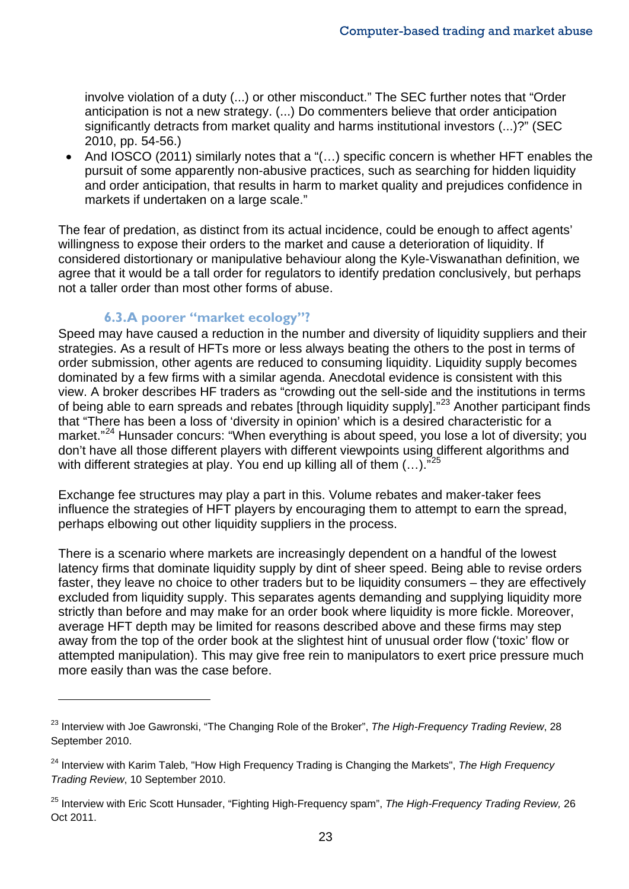involve violation of a duty (...) or other misconduct." The SEC further notes that "Order anticipation is not a new strategy. (...) Do commenters believe that order anticipation significantly detracts from market quality and harms institutional investors (...)?" (SEC 2010, pp. 54-56.)

- And IOSCO (2011) similarly notes that a "(…) specific concern is whether HFT enables the pursuit of some apparently non-abusive practices, such as searching for hidden liquidity and order anticipation, that results in harm to market quality and prejudices confidence in markets if undertaken on a large scale."

The fear of predation, as distinct from its actual incidence, could be enough to affect agents' willingness to expose their orders to the market and cause a deterioration of liquidity. If considered distortionary or manipulative behaviour along the Kyle-Viswanathan definition, we agree that it would be a tall order for regulators to identify predation conclusively, but perhaps not a taller order than most other forms of abuse.

### 6.3. A poorer "market ecology"?

Speed may have caused a reduction in the number and diversity of liquidity suppliers and their strategies. As a result of HFTs more or less always beating the others to the post in terms of order submission, other agents are reduced to consuming liquidity. Liquidity supply becomes dominated by a few firms with a similar agenda. Anecdotal evidence is consistent with this view. A broker describes HF traders as "crowding out the sell-side and the institutions in terms of being able to earn spreads and rebates [through liquidity supply]."[23] Another participant finds that "There has been a loss of 'diversity in opinion' which is a desired characteristic for a market."[24] Hunsader concurs: "When everything is about speed, you lose a lot of diversity; you don't have all those different players with different viewpoints using different algorithms and with different strategies at play. You end up killing all of them (…)."[25]

Exchange fee structures may play a part in this. Volume rebates and maker-taker fees influence the strategies of HFT players by encouraging them to attempt to earn the spread, perhaps elbowing out other liquidity suppliers in the process.

There is a scenario where markets are increasingly dependent on a handful of the lowest latency firms that dominate liquidity supply by dint of sheer speed. Being able to revise orders faster, they leave no choice to other traders but to be liquidity consumers – they are effectively excluded from liquidity supply. This separates agents demanding and supplying liquidity more strictly than before and may make for an order book where liquidity is more fickle. Moreover, average HFT depth may be limited for reasons described above and these firms may step away from the top of the order book at the slightest hint of unusual order flow ('toxic' flow or attempted manipulation). This may give free rein to manipulators to exert price pressure much more easily than was the case before.

---

[23] Interview with Joe Gawronski, "The Changing Role of the Broker", *The High-Frequency Trading Review*, 28 September 2010.

[24] Interview with Karim Taleb, "How High Frequency Trading is Changing the Markets", *The High Frequency Trading Review*, 10 September 2010.

[25] Interview with Eric Scott Hunsader, "Fighting High-Frequency spam", *The High-Frequency Trading Review,* 26 Oct 2011.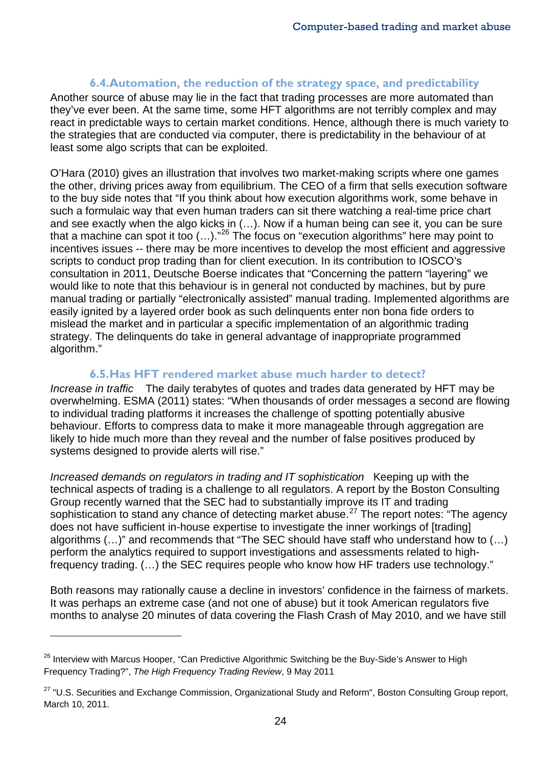### 6.4. Automation, the reduction of the strategy space, and predictability

Another source of abuse may lie in the fact that trading processes are more automated than they've ever been. At the same time, some HFT algorithms are not terribly complex and may react in predictable ways to certain market conditions. Hence, although there is much variety to the strategies that are conducted via computer, there is predictability in the behaviour of at least some algo scripts that can be exploited.

O'Hara (2010) gives an illustration that involves two market-making scripts where one games the other, driving prices away from equilibrium. The CEO of a firm that sells execution software to the buy side notes that "If you think about how execution algorithms work, some behave in such a formulaic way that even human traders can sit there watching a real-time price chart and see exactly when the algo kicks in (…). Now if a human being can see it, you can be sure that a machine can spot it too (…)."[26] The focus on "execution algorithms" here may point to incentives issues -- there may be more incentives to develop the most efficient and aggressive scripts to conduct prop trading than for client execution. In its contribution to IOSCO's consultation in 2011, Deutsche Boerse indicates that "Concerning the pattern "layering" we would like to note that this behaviour is in general not conducted by machines, but by pure manual trading or partially "electronically assisted" manual trading. Implemented algorithms are easily ignited by a layered order book as such delinquents enter non bona fide orders to mislead the market and in particular a specific implementation of an algorithmic trading strategy. The delinquents do take in general advantage of inappropriate programmed algorithm."

### 6.5. Has HFT rendered market abuse much harder to detect?

*Increase in traffic* The daily terabytes of quotes and trades data generated by HFT may be overwhelming. ESMA (2011) states: "When thousands of order messages a second are flowing to individual trading platforms it increases the challenge of spotting potentially abusive behaviour. Efforts to compress data to make it more manageable through aggregation are likely to hide much more than they reveal and the number of false positives produced by systems designed to provide alerts will rise."

*Increased demands on regulators in trading and IT sophistication* Keeping up with the technical aspects of trading is a challenge to all regulators. A report by the Boston Consulting Group recently warned that the SEC had to substantially improve its IT and trading sophistication to stand any chance of detecting market abuse.[27] The report notes: "The agency does not have sufficient in-house expertise to investigate the inner workings of [trading] algorithms (…)" and recommends that "The SEC should have staff who understand how to (…) perform the analytics required to support investigations and assessments related to high-frequency trading. (…) the SEC requires people who know how HF traders use technology."

Both reasons may rationally cause a decline in investors' confidence in the fairness of markets. It was perhaps an extreme case (and not one of abuse) but it took American regulators five months to analyse 20 minutes of data covering the Flash Crash of May 2010, and we have still

---

[26] Interview with Marcus Hooper, "Can Predictive Algorithmic Switching be the Buy-Side's Answer to High Frequency Trading?", *The High Frequency Trading Review*, 9 May 2011

[27] "U.S. Securities and Exchange Commission, Organizational Study and Reform", Boston Consulting Group report, March 10, 2011.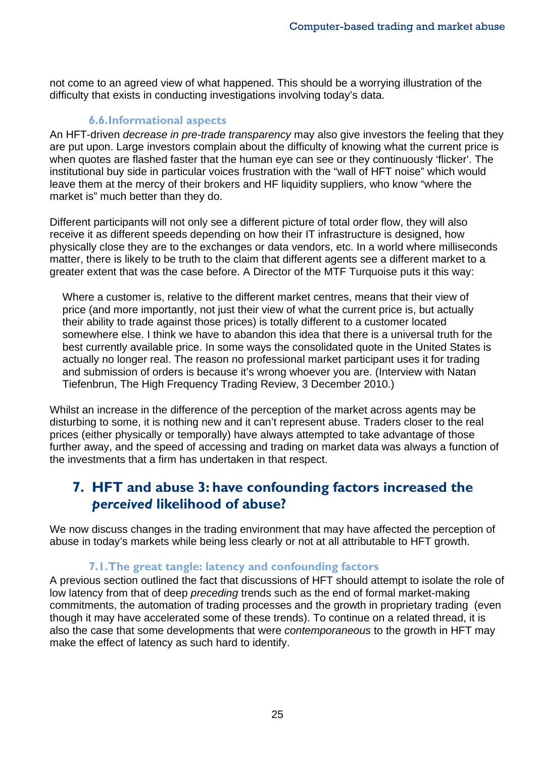not come to an agreed view of what happened. This should be a worrying illustration of the difficulty that exists in conducting investigations involving today's data.

### 6.6. Informational aspects

An HFT-driven *decrease in pre-trade transparency* may also give investors the feeling that they are put upon. Large investors complain about the difficulty of knowing what the current price is when quotes are flashed faster that the human eye can see or they continuously 'flicker'. The institutional buy side in particular voices frustration with the "wall of HFT noise" which would leave them at the mercy of their brokers and HF liquidity suppliers, who know "where the market is" much better than they do.

Different participants will not only see a different picture of total order flow, they will also receive it as different speeds depending on how their IT infrastructure is designed, how physically close they are to the exchanges or data vendors, etc. In a world where milliseconds matter, there is likely to be truth to the claim that different agents see a different market to a greater extent that was the case before. A Director of the MTF Turquoise puts it this way:

> Where a customer is, relative to the different market centres, means that their view of price (and more importantly, not just their view of what the current price is, but actually their ability to trade against those prices) is totally different to a customer located somewhere else. I think we have to abandon this idea that there is a universal truth for the best currently available price. In some ways the consolidated quote in the United States is actually no longer real. The reason no professional market participant uses it for trading and submission of orders is because it's wrong whoever you are. (Interview with Natan Tiefenbrun, The High Frequency Trading Review, 3 December 2010.)

Whilst an increase in the difference of the perception of the market across agents may be disturbing to some, it is nothing new and it can't represent abuse. Traders closer to the real prices (either physically or temporally) have always attempted to take advantage of those further away, and the speed of accessing and trading on market data was always a function of the investments that a firm has undertaken in that respect.

## 7. HFT and abuse 3: have confounding factors increased the *perceived* likelihood of abuse?

We now discuss changes in the trading environment that may have affected the perception of abuse in today's markets while being less clearly or not at all attributable to HFT growth.

### 7.1. The great tangle: latency and confounding factors

A previous section outlined the fact that discussions of HFT should attempt to isolate the role of low latency from that of deep *preceding* trends such as the end of formal market-making commitments, the automation of trading processes and the growth in proprietary trading (even though it may have accelerated some of these trends). To continue on a related thread, it is also the case that some developments that were *contemporaneous* to the growth in HFT may make the effect of latency as such hard to identify.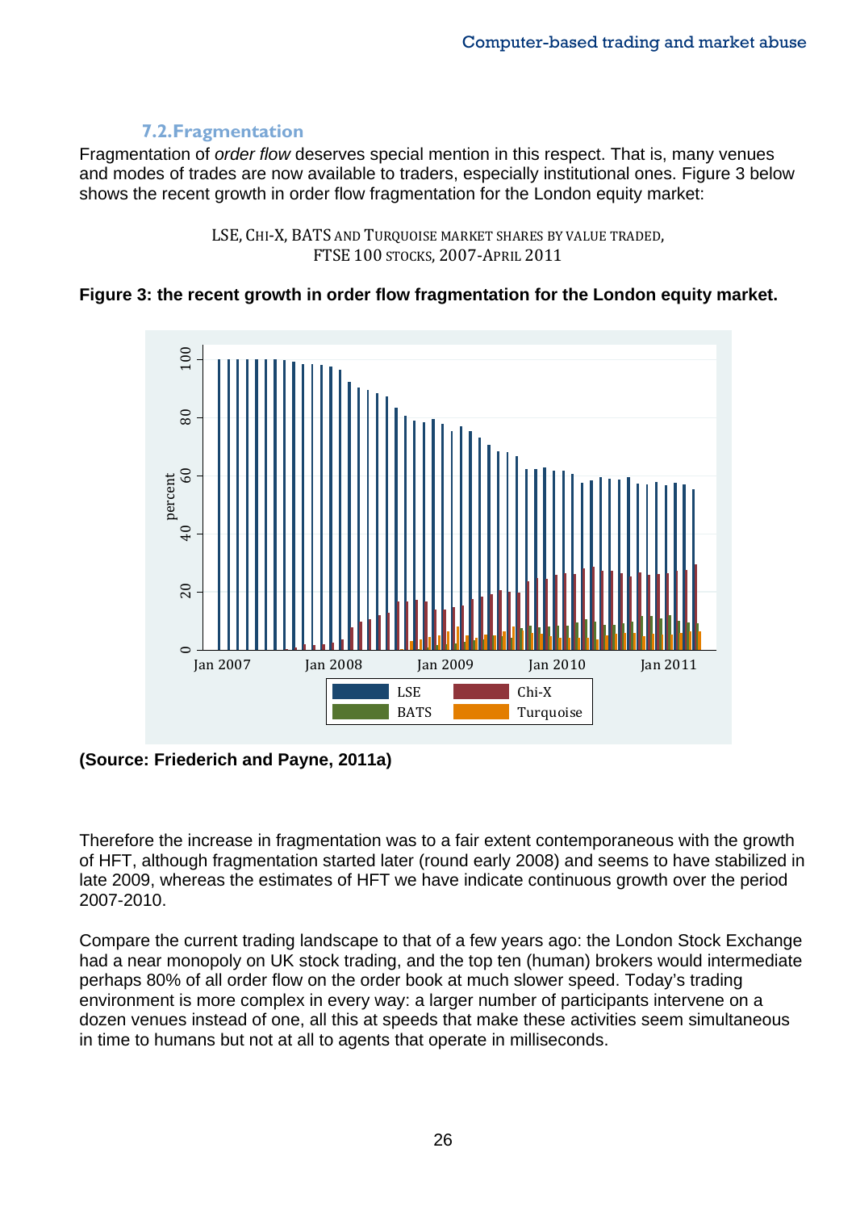### 7.2. Fragmentation

Fragmentation of *order flow* deserves special mention in this respect. That is, many venues and modes of trades are now available to traders, especially institutional ones. Figure 3 below shows the recent growth in order flow fragmentation for the London equity market:

LSE, CHI-X, BATS AND TURQUOISE MARKET SHARES BY VALUE TRADED, FTSE 100 STOCKS, 2007-APRIL 2011

**Figure 3: the recent growth in order flow fragmentation for the London equity market.**

**(Source: Friederich and Payne, 2011a)**

Therefore the increase in fragmentation was to a fair extent contemporaneous with the growth of HFT, although fragmentation started later (round early 2008) and seems to have stabilized in late 2009, whereas the estimates of HFT we have indicate continuous growth over the period 2007-2010.

Compare the current trading landscape to that of a few years ago: the London Stock Exchange had a near monopoly on UK stock trading, and the top ten (human) brokers would intermediate perhaps 80% of all order flow on the order book at much slower speed. Today's trading environment is more complex in every way: a larger number of participants intervene on a dozen venues instead of one, all this at speeds that make these activities seem simultaneous in time to humans but not at all to agents that operate in milliseconds.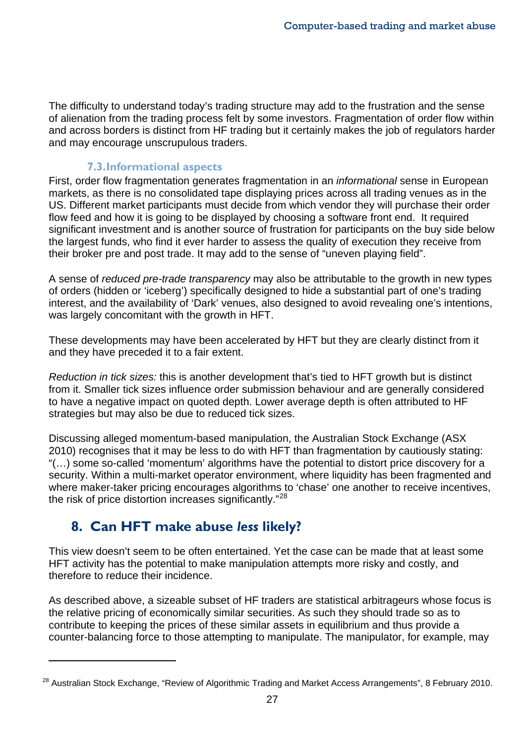The difficulty to understand today's trading structure may add to the frustration and the sense of alienation from the trading process felt by some investors. Fragmentation of order flow within and across borders is distinct from HF trading but it certainly makes the job of regulators harder and may encourage unscrupulous traders.

### 7.3. Informational aspects

First, order flow fragmentation generates fragmentation in an *informational* sense in European markets, as there is no consolidated tape displaying prices across all trading venues as in the US. Different market participants must decide from which vendor they will purchase their order flow feed and how it is going to be displayed by choosing a software front end. It required significant investment and is another source of frustration for participants on the buy side below the largest funds, who find it ever harder to assess the quality of execution they receive from their broker pre and post trade. It may add to the sense of "uneven playing field".

A sense of *reduced pre-trade transparency* may also be attributable to the growth in new types of orders (hidden or 'iceberg') specifically designed to hide a substantial part of one's trading interest, and the availability of 'Dark' venues, also designed to avoid revealing one's intentions, was largely concomitant with the growth in HFT.

These developments may have been accelerated by HFT but they are clearly distinct from it and they have preceded it to a fair extent.

*Reduction in tick sizes:* this is another development that's tied to HFT growth but is distinct from it. Smaller tick sizes influence order submission behaviour and are generally considered to have a negative impact on quoted depth. Lower average depth is often attributed to HF strategies but may also be due to reduced tick sizes.

Discussing alleged momentum-based manipulation, the Australian Stock Exchange (ASX 2010) recognises that it may be less to do with HFT than fragmentation by cautiously stating: "(…) some so-called 'momentum' algorithms have the potential to distort price discovery for a security. Within a multi-market operator environment, where liquidity has been fragmented and where maker-taker pricing encourages algorithms to 'chase' one another to receive incentives, the risk of price distortion increases significantly."[28]

## 8. Can HFT make abuse *less* likely?

This view doesn't seem to be often entertained. Yet the case can be made that at least some HFT activity has the potential to make manipulation attempts more risky and costly, and therefore to reduce their incidence.

As described above, a sizeable subset of HF traders are statistical arbitrageurs whose focus is the relative pricing of economically similar securities. As such they should trade so as to contribute to keeping the prices of these similar assets in equilibrium and thus provide a counter-balancing force to those attempting to manipulate. The manipulator, for example, may

[28] Australian Stock Exchange, "Review of Algorithmic Trading and Market Access Arrangements", 8 February 2010.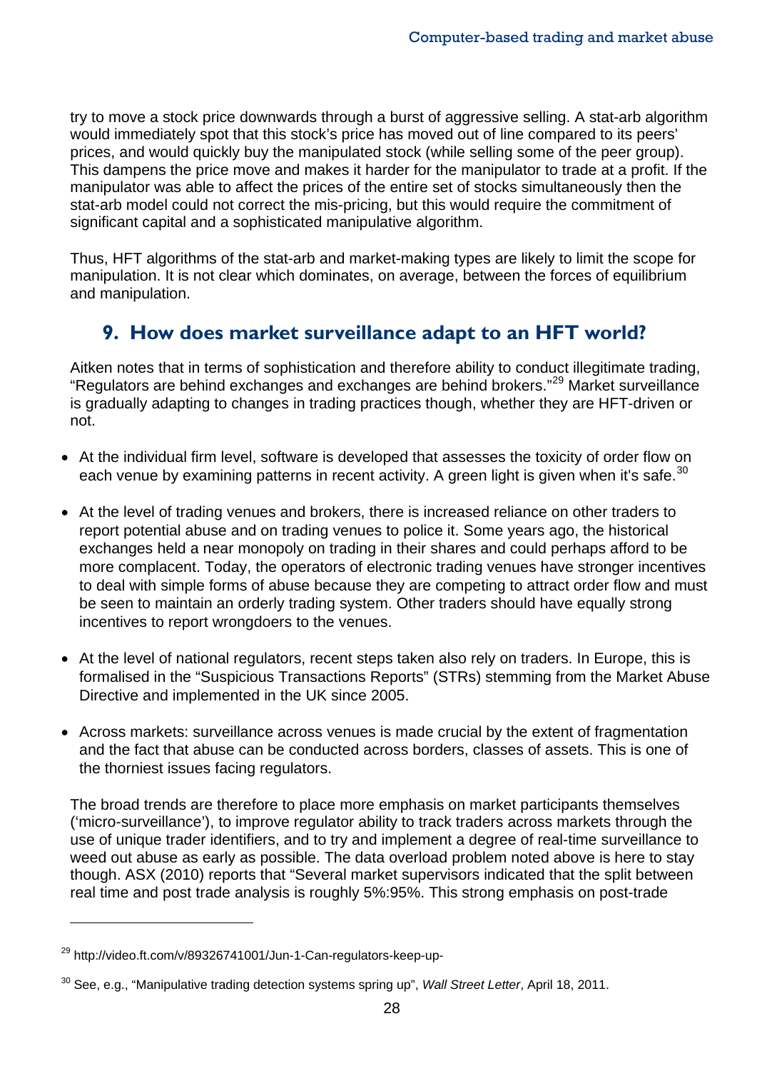try to move a stock price downwards through a burst of aggressive selling. A stat-arb algorithm would immediately spot that this stock's price has moved out of line compared to its peers' prices, and would quickly buy the manipulated stock (while selling some of the peer group). This dampens the price move and makes it harder for the manipulator to trade at a profit. If the manipulator was able to affect the prices of the entire set of stocks simultaneously then the stat-arb model could not correct the mis-pricing, but this would require the commitment of significant capital and a sophisticated manipulative algorithm.

Thus, HFT algorithms of the stat-arb and market-making types are likely to limit the scope for manipulation. It is not clear which dominates, on average, between the forces of equilibrium and manipulation.

## 9. How does market surveillance adapt to an HFT world?

Aitken notes that in terms of sophistication and therefore ability to conduct illegitimate trading, "Regulators are behind exchanges and exchanges are behind brokers."[29] Market surveillance is gradually adapting to changes in trading practices though, whether they are HFT-driven or not.

- At the individual firm level, software is developed that assesses the toxicity of order flow on each venue by examining patterns in recent activity. A green light is given when it's safe.[30]
- At the level of trading venues and brokers, there is increased reliance on other traders to report potential abuse and on trading venues to police it. Some years ago, the historical exchanges held a near monopoly on trading in their shares and could perhaps afford to be more complacent. Today, the operators of electronic trading venues have stronger incentives to deal with simple forms of abuse because they are competing to attract order flow and must be seen to maintain an orderly trading system. Other traders should have equally strong incentives to report wrongdoers to the venues.
- At the level of national regulators, recent steps taken also rely on traders. In Europe, this is formalised in the "Suspicious Transactions Reports" (STRs) stemming from the Market Abuse Directive and implemented in the UK since 2005.
- Across markets: surveillance across venues is made crucial by the extent of fragmentation and the fact that abuse can be conducted across borders, classes of assets. This is one of the thorniest issues facing regulators.

The broad trends are therefore to place more emphasis on market participants themselves ('micro-surveillance'), to improve regulator ability to track traders across markets through the use of unique trader identifiers, and to try and implement a degree of real-time surveillance to weed out abuse as early as possible. The data overload problem noted above is here to stay though. ASX (2010) reports that "Several market supervisors indicated that the split between real time and post trade analysis is roughly 5%:95%. This strong emphasis on post-trade

---

[29] http://video.ft.com/v/89326741001/Jun-1-Can-regulators-keep-up-

[30] See, e.g., "Manipulative trading detection systems spring up", *Wall Street Letter*, April 18, 2011.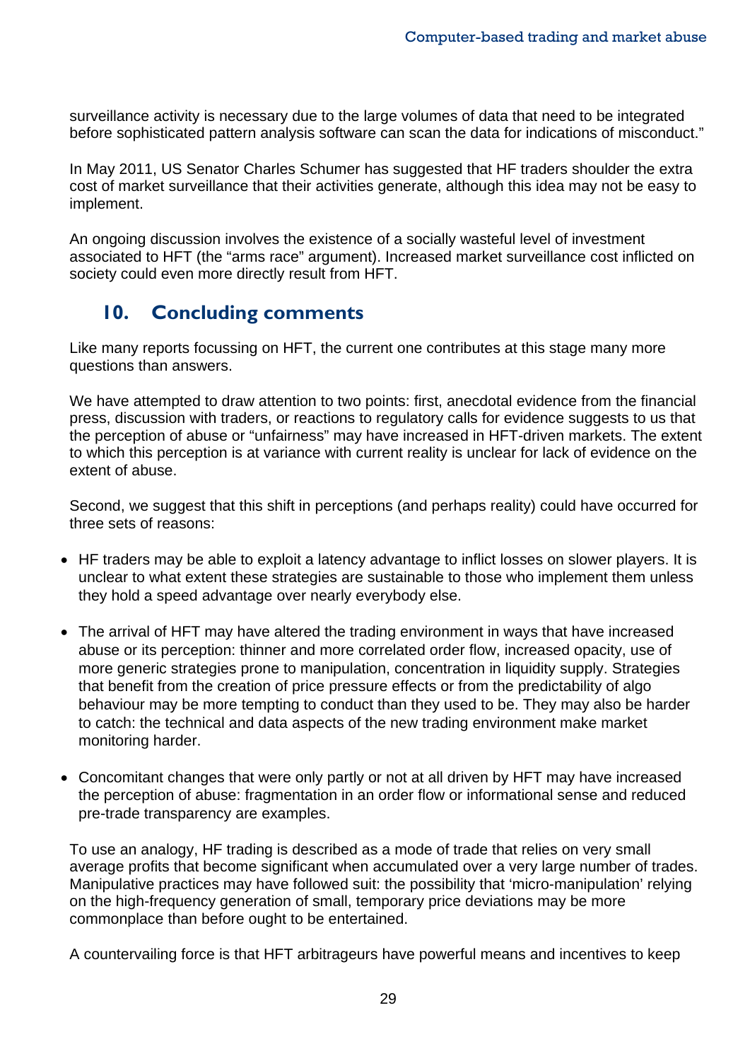surveillance activity is necessary due to the large volumes of data that need to be integrated before sophisticated pattern analysis software can scan the data for indications of misconduct."

In May 2011, US Senator Charles Schumer has suggested that HF traders shoulder the extra cost of market surveillance that their activities generate, although this idea may not be easy to implement.

An ongoing discussion involves the existence of a socially wasteful level of investment associated to HFT (the "arms race" argument). Increased market surveillance cost inflicted on society could even more directly result from HFT.

## 10. Concluding comments

Like many reports focussing on HFT, the current one contributes at this stage many more questions than answers.

We have attempted to draw attention to two points: first, anecdotal evidence from the financial press, discussion with traders, or reactions to regulatory calls for evidence suggests to us that the perception of abuse or "unfairness" may have increased in HFT-driven markets. The extent to which this perception is at variance with current reality is unclear for lack of evidence on the extent of abuse.

Second, we suggest that this shift in perceptions (and perhaps reality) could have occurred for three sets of reasons:

- HF traders may be able to exploit a latency advantage to inflict losses on slower players. It is unclear to what extent these strategies are sustainable to those who implement them unless they hold a speed advantage over nearly everybody else.
- The arrival of HFT may have altered the trading environment in ways that have increased abuse or its perception: thinner and more correlated order flow, increased opacity, use of more generic strategies prone to manipulation, concentration in liquidity supply. Strategies that benefit from the creation of price pressure effects or from the predictability of algo behaviour may be more tempting to conduct than they used to be. They may also be harder to catch: the technical and data aspects of the new trading environment make market monitoring harder.
- Concomitant changes that were only partly or not at all driven by HFT may have increased the perception of abuse: fragmentation in an order flow or informational sense and reduced pre-trade transparency are examples.

To use an analogy, HF trading is described as a mode of trade that relies on very small average profits that become significant when accumulated over a very large number of trades. Manipulative practices may have followed suit: the possibility that 'micro-manipulation' relying on the high-frequency generation of small, temporary price deviations may be more commonplace than before ought to be entertained.

A countervailing force is that HFT arbitrageurs have powerful means and incentives to keep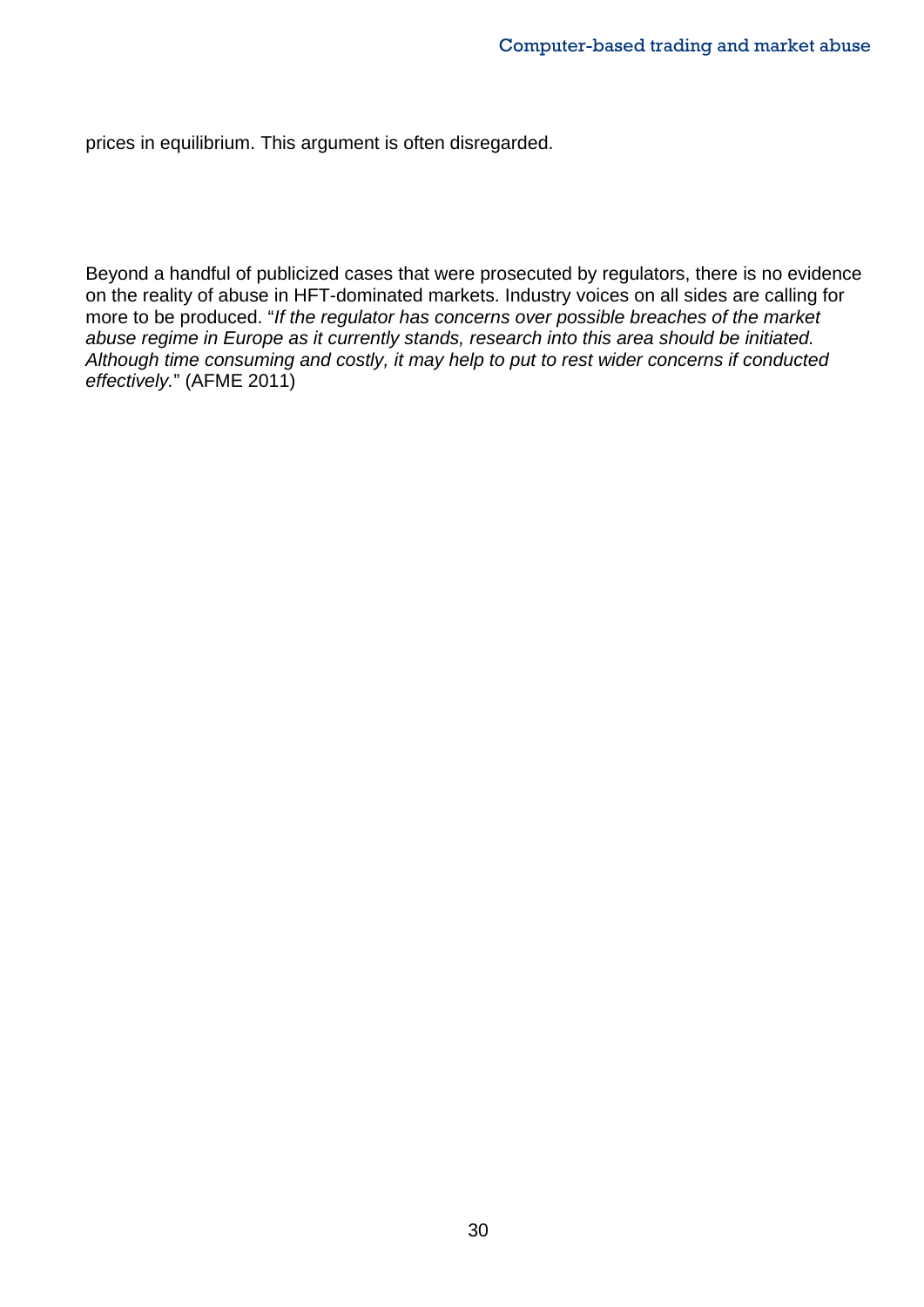prices in equilibrium. This argument is often disregarded.

Beyond a handful of publicized cases that were prosecuted by regulators, there is no evidence on the reality of abuse in HFT-dominated markets. Industry voices on all sides are calling for more to be produced. "*If the regulator has concerns over possible breaches of the market abuse regime in Europe as it currently stands, research into this area should be initiated. Although time consuming and costly, it may help to put to rest wider concerns if conducted effectively.*" (AFME 2011)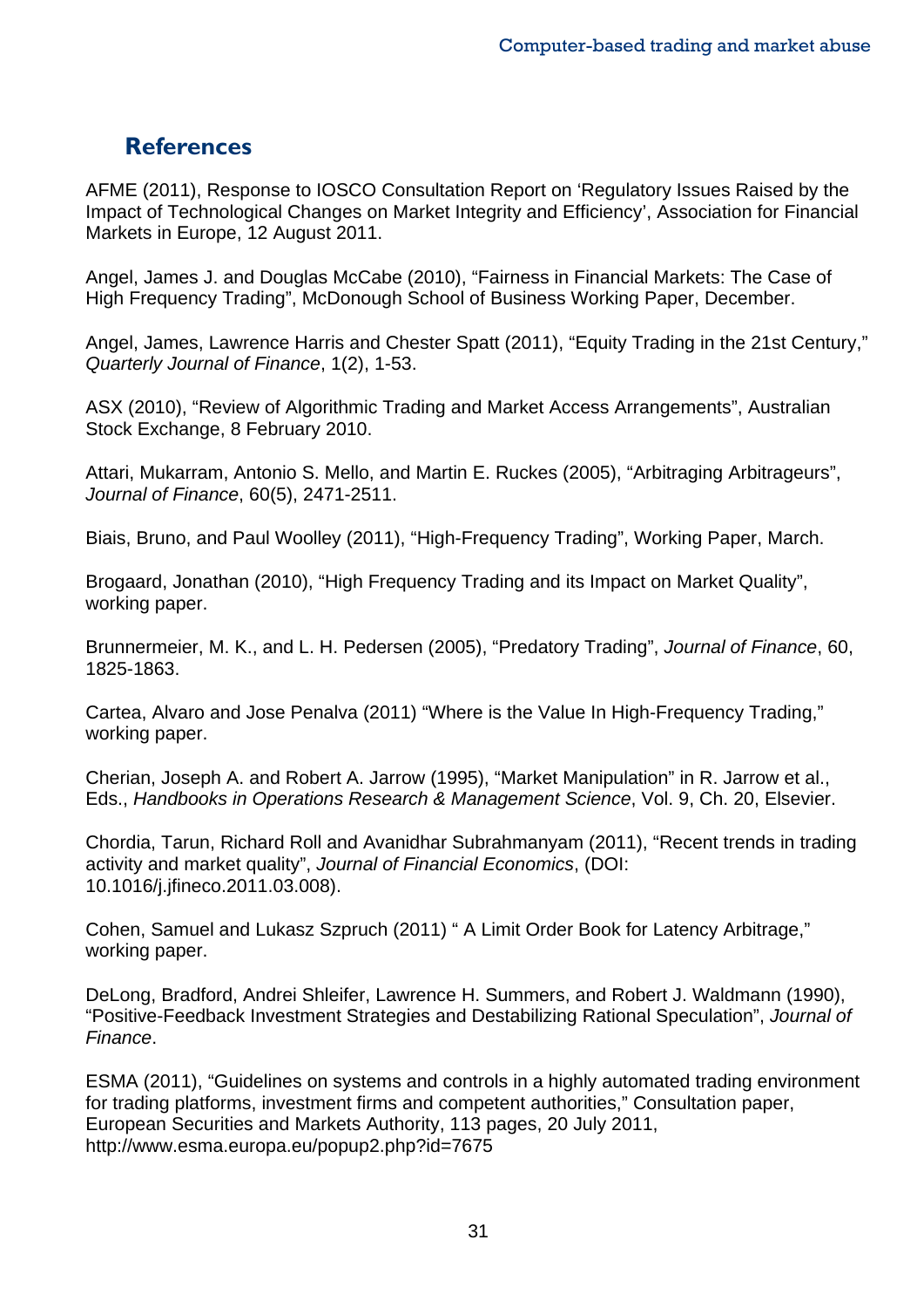## References

AFME (2011), Response to IOSCO Consultation Report on 'Regulatory Issues Raised by the Impact of Technological Changes on Market Integrity and Efficiency', Association for Financial Markets in Europe, 12 August 2011.

Angel, James J. and Douglas McCabe (2010), "Fairness in Financial Markets: The Case of High Frequency Trading", McDonough School of Business Working Paper, December.

Angel, James, Lawrence Harris and Chester Spatt (2011), "Equity Trading in the 21st Century," *Quarterly Journal of Finance*, 1(2), 1-53.

ASX (2010), "Review of Algorithmic Trading and Market Access Arrangements", Australian Stock Exchange, 8 February 2010.

Attari, Mukarram, Antonio S. Mello, and Martin E. Ruckes (2005), "Arbitraging Arbitrageurs", *Journal of Finance*, 60(5), 2471-2511.

Biais, Bruno, and Paul Woolley (2011), "High-Frequency Trading", Working Paper, March.

Brogaard, Jonathan (2010), "High Frequency Trading and its Impact on Market Quality", working paper.

Brunnermeier, M. K., and L. H. Pedersen (2005), "Predatory Trading", *Journal of Finance*, 60, 1825-1863.

Cartea, Alvaro and Jose Penalva (2011) "Where is the Value In High-Frequency Trading," working paper.

Cherian, Joseph A. and Robert A. Jarrow (1995), "Market Manipulation" in R. Jarrow et al., Eds., *Handbooks in Operations Research & Management Science*, Vol. 9, Ch. 20, Elsevier.

Chordia, Tarun, Richard Roll and Avanidhar Subrahmanyam (2011), "Recent trends in trading activity and market quality", *Journal of Financial Economics*, (DOI: 10.1016/j.jfineco.2011.03.008).

Cohen, Samuel and Lukasz Szpruch (2011) " A Limit Order Book for Latency Arbitrage," working paper.

DeLong, Bradford, Andrei Shleifer, Lawrence H. Summers, and Robert J. Waldmann (1990), "Positive-Feedback Investment Strategies and Destabilizing Rational Speculation", *Journal of Finance*.

ESMA (2011), "Guidelines on systems and controls in a highly automated trading environment for trading platforms, investment firms and competent authorities," Consultation paper, European Securities and Markets Authority, 113 pages, 20 July 2011, http://www.esma.europa.eu/popup2.php?id=7675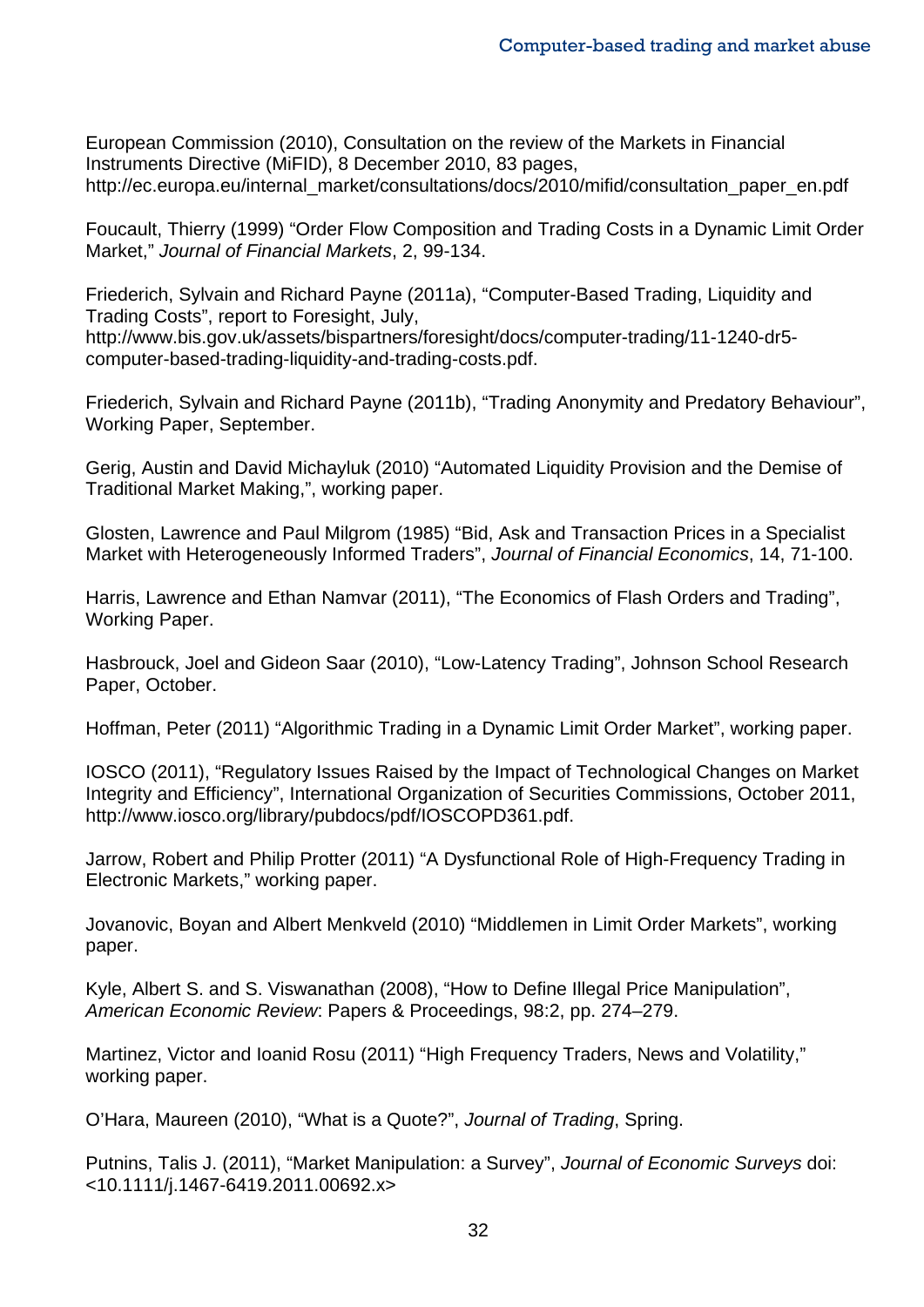European Commission (2010), Consultation on the review of the Markets in Financial Instruments Directive (MiFID), 8 December 2010, 83 pages, http://ec.europa.eu/internal_market/consultations/docs/2010/mifid/consultation_paper_en.pdf

Foucault, Thierry (1999) "Order Flow Composition and Trading Costs in a Dynamic Limit Order Market," *Journal of Financial Markets*, 2, 99-134.

Friederich, Sylvain and Richard Payne (2011a), "Computer-Based Trading, Liquidity and Trading Costs", report to Foresight, July, http://www.bis.gov.uk/assets/bispartners/foresight/docs/computer-trading/11-1240-dr5-computer-based-trading-liquidity-and-trading-costs.pdf.

Friederich, Sylvain and Richard Payne (2011b), "Trading Anonymity and Predatory Behaviour", Working Paper, September.

Gerig, Austin and David Michayluk (2010) "Automated Liquidity Provision and the Demise of Traditional Market Making,", working paper.

Glosten, Lawrence and Paul Milgrom (1985) "Bid, Ask and Transaction Prices in a Specialist Market with Heterogeneously Informed Traders", *Journal of Financial Economics*, 14, 71-100.

Harris, Lawrence and Ethan Namvar (2011), "The Economics of Flash Orders and Trading", Working Paper.

Hasbrouck, Joel and Gideon Saar (2010), "Low-Latency Trading", Johnson School Research Paper, October.

Hoffman, Peter (2011) "Algorithmic Trading in a Dynamic Limit Order Market", working paper.

IOSCO (2011), "Regulatory Issues Raised by the Impact of Technological Changes on Market Integrity and Efficiency", International Organization of Securities Commissions, October 2011, http://www.iosco.org/library/pubdocs/pdf/IOSCOPD361.pdf.

Jarrow, Robert and Philip Protter (2011) "A Dysfunctional Role of High-Frequency Trading in Electronic Markets," working paper.

Jovanovic, Boyan and Albert Menkveld (2010) "Middlemen in Limit Order Markets", working paper.

Kyle, Albert S. and S. Viswanathan (2008), "How to Define Illegal Price Manipulation", *American Economic Review*: Papers & Proceedings, 98:2, pp. 274–279.

Martinez, Victor and Ioanid Rosu (2011) "High Frequency Traders, News and Volatility," working paper.

O'Hara, Maureen (2010), "What is a Quote?", *Journal of Trading*, Spring.

Putnins, Talis J. (2011), "Market Manipulation: a Survey", *Journal of Economic Surveys* doi: <10.1111/j.1467-6419.2011.00692.x>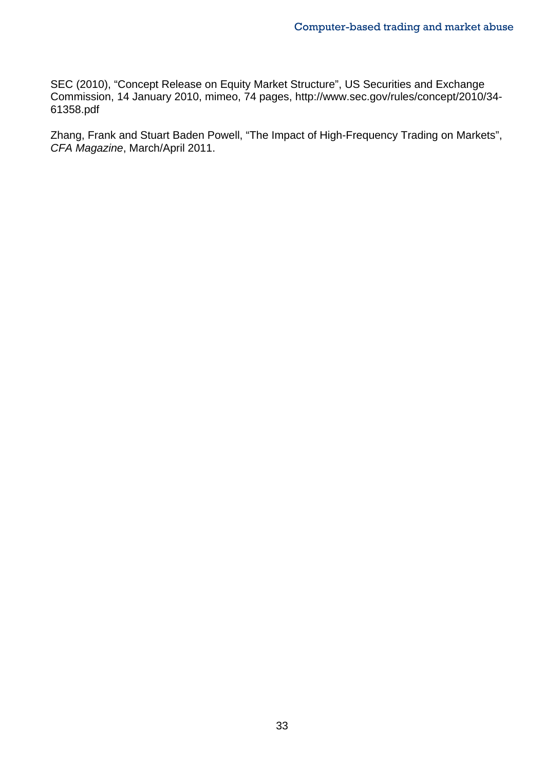SEC (2010), “Concept Release on Equity Market Structure”, US Securities and Exchange Commission, 14 January 2010, mimeo, 74 pages, http://www.sec.gov/rules/concept/2010/34-61358.pdf

Zhang, Frank and Stuart Baden Powell, “The Impact of High-Frequency Trading on Markets”, *CFA Magazine*, March/April 2011.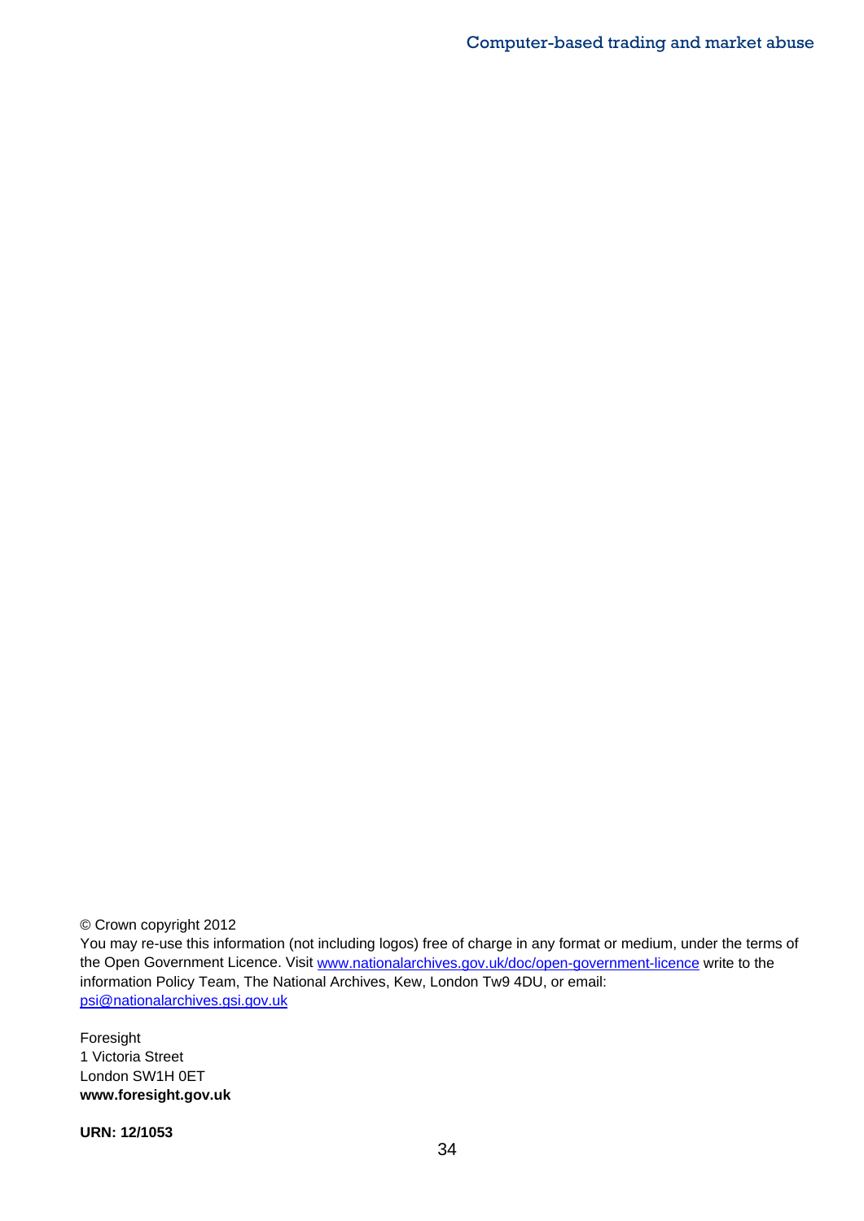© Crown copyright 2012
You may re-use this information (not including logos) free of charge in any format or medium, under the terms of the Open Government Licence. Visit www.nationalarchives.gov.uk/doc/open-government-licence write to the information Policy Team, The National Archives, Kew, London Tw9 4DU, or email: psi@nationalarchives.gsi.gov.uk

Foresight
1 Victoria Street
London SW1H 0ET
**www.foresight.gov.uk**

**URN: 12/1053**